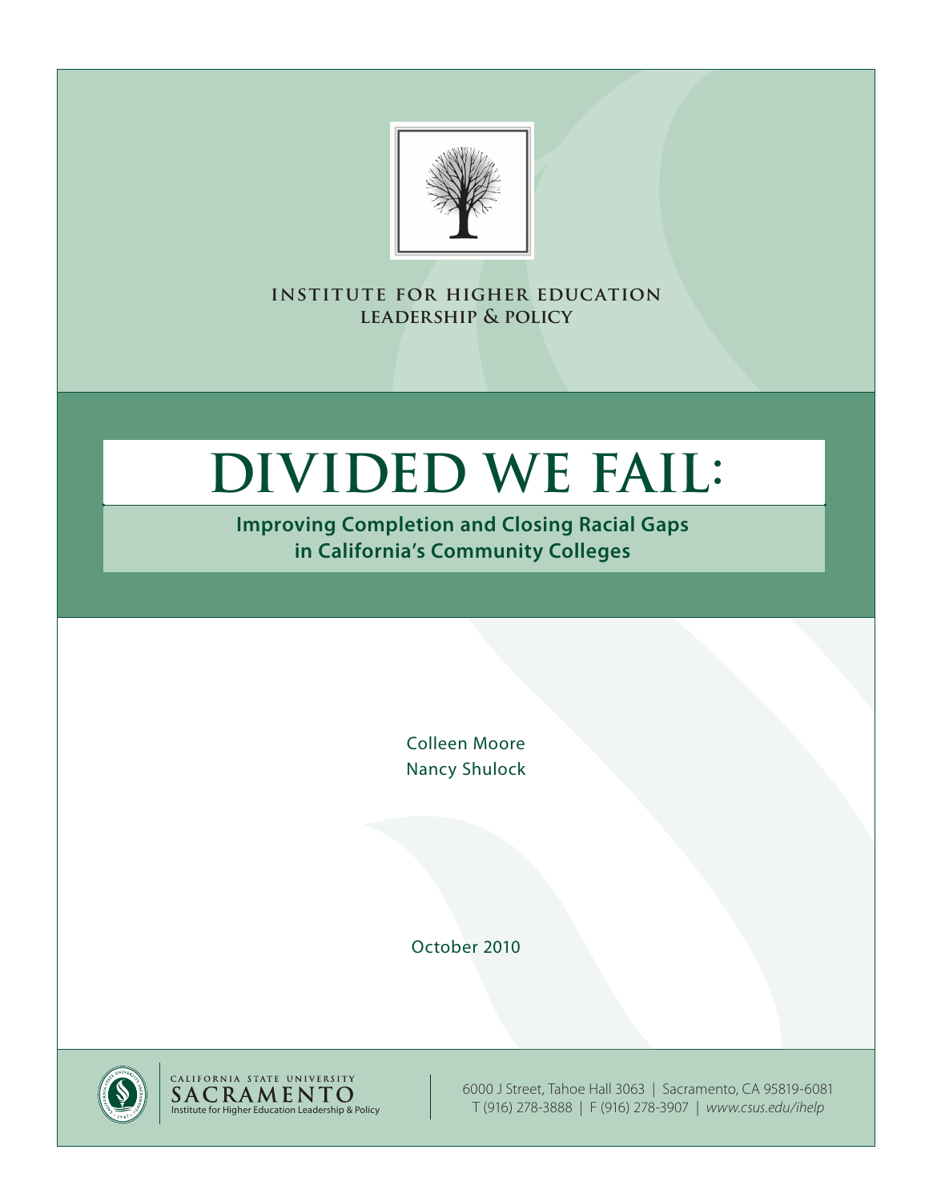**INSTITUTE FOR HIGHER EDUCATION LEADERSHIP & POLICY**

# DIVIDED WE FAIL:

## Improving Completion and Closing Racial Gaps in California's Community Colleges

Colleen Moore
Nancy Shulock

October 2010

CALIFORNIA STATE UNIVERSITY
SACRAMENTO
Institute for Higher Education Leadership & Policy

6000 J Street, Tahoe Hall 3063 | Sacramento, CA 95819-6081
T (916) 278-3888 | F (916) 278-3907 | *www.csus.edu/ihelp*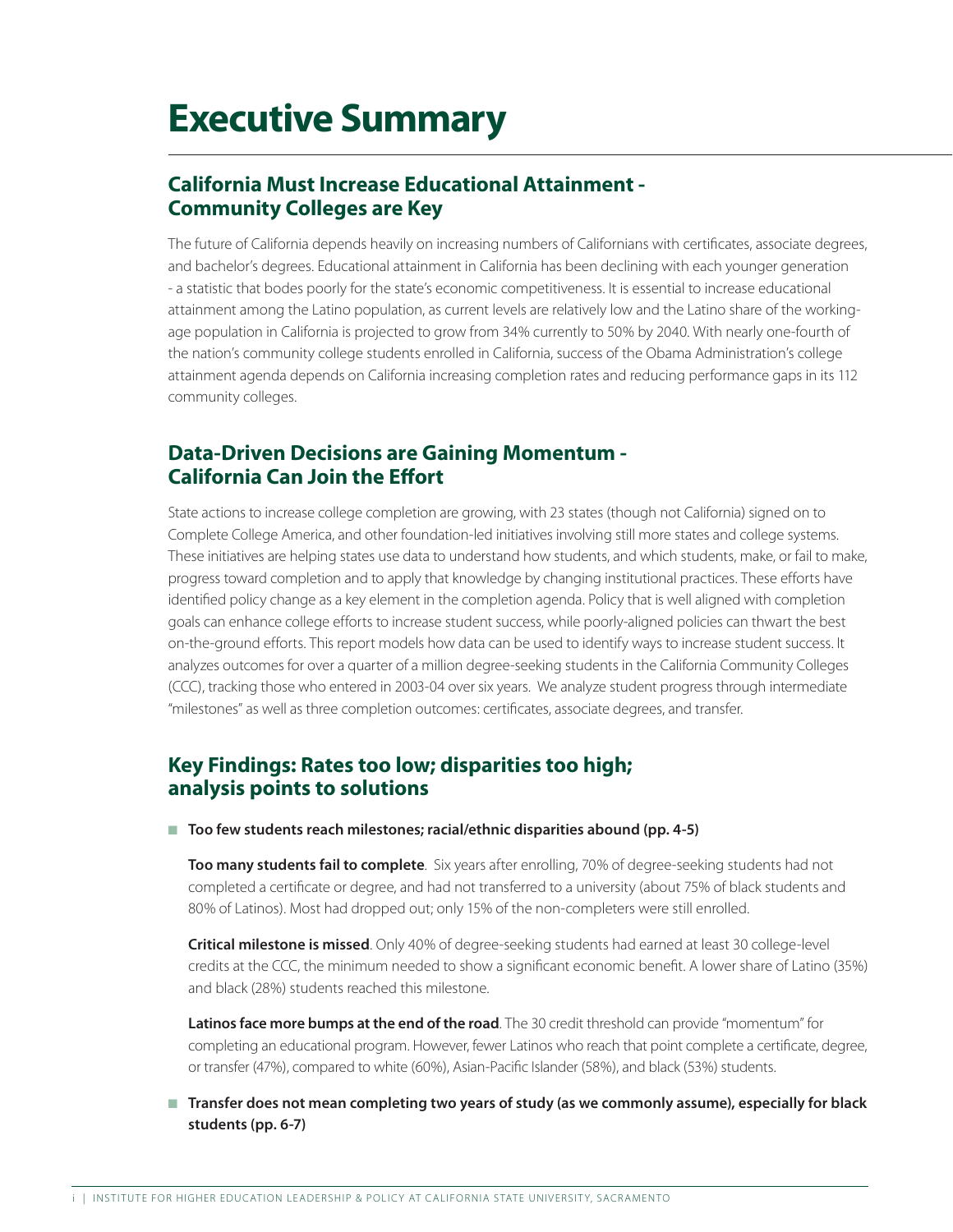# Executive Summary

## California Must Increase Educational Attainment - Community Colleges are Key

The future of California depends heavily on increasing numbers of Californians with certificates, associate degrees, and bachelor's degrees. Educational attainment in California has been declining with each younger generation - a statistic that bodes poorly for the state's economic competitiveness. It is essential to increase educational attainment among the Latino population, as current levels are relatively low and the Latino share of the working-age population in California is projected to grow from 34% currently to 50% by 2040. With nearly one-fourth of the nation's community college students enrolled in California, success of the Obama Administration's college attainment agenda depends on California increasing completion rates and reducing performance gaps in its 112 community colleges.

## Data-Driven Decisions are Gaining Momentum - California Can Join the Effort

State actions to increase college completion are growing, with 23 states (though not California) signed on to Complete College America, and other foundation-led initiatives involving still more states and college systems. These initiatives are helping states use data to understand how students, and which students, make, or fail to make, progress toward completion and to apply that knowledge by changing institutional practices. These efforts have identified policy change as a key element in the completion agenda. Policy that is well aligned with completion goals can enhance college efforts to increase student success, while poorly-aligned policies can thwart the best on-the-ground efforts. This report models how data can be used to identify ways to increase student success. It analyzes outcomes for over a quarter of a million degree-seeking students in the California Community Colleges (CCC), tracking those who entered in 2003-04 over six years. We analyze student progress through intermediate "milestones" as well as three completion outcomes: certificates, associate degrees, and transfer.

## Key Findings: Rates too low; disparities too high; analysis points to solutions

- **Too few students reach milestones; racial/ethnic disparities abound (pp. 4-5)**

  **Too many students fail to complete**. Six years after enrolling, 70% of degree-seeking students had not completed a certificate or degree, and had not transferred to a university (about 75% of black students and 80% of Latinos). Most had dropped out; only 15% of the non-completers were still enrolled.

  **Critical milestone is missed**. Only 40% of degree-seeking students had earned at least 30 college-level credits at the CCC, the minimum needed to show a significant economic benefit. A lower share of Latino (35%) and black (28%) students reached this milestone.

  **Latinos face more bumps at the end of the road**. The 30 credit threshold can provide "momentum" for completing an educational program. However, fewer Latinos who reach that point complete a certificate, degree, or transfer (47%), compared to white (60%), Asian-Pacific Islander (58%), and black (53%) students.

- **Transfer does not mean completing two years of study (as we commonly assume), especially for black students (pp. 6-7)**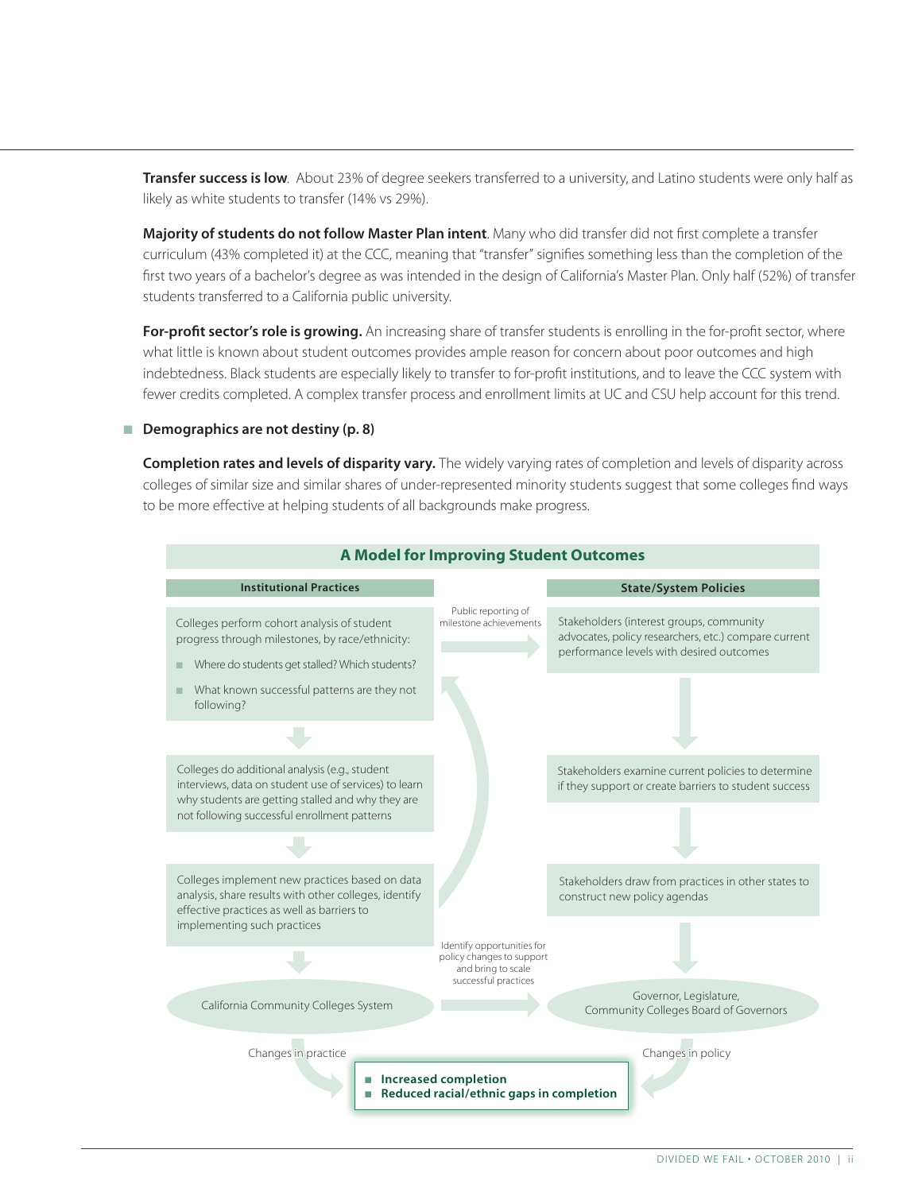**Transfer success is low**. About 23% of degree seekers transferred to a university, and Latino students were only half as likely as white students to transfer (14% vs 29%).

**Majority of students do not follow Master Plan intent**. Many who did transfer did not first complete a transfer curriculum (43% completed it) at the CCC, meaning that "transfer" signifies something less than the completion of the first two years of a bachelor's degree as was intended in the design of California's Master Plan. Only half (52%) of transfer students transferred to a California public university.

**For-profit sector's role is growing.** An increasing share of transfer students is enrolling in the for-profit sector, where what little is known about student outcomes provides ample reason for concern about poor outcomes and high indebtedness. Black students are especially likely to transfer to for-profit institutions, and to leave the CCC system with fewer credits completed. A complex transfer process and enrollment limits at UC and CSU help account for this trend.

- **Demographics are not destiny (p. 8)**

**Completion rates and levels of disparity vary.** The widely varying rates of completion and levels of disparity across colleges of similar size and similar shares of under-represented minority students suggest that some colleges find ways to be more effective at helping students of all backgrounds make progress.

## A Model for Improving Student Outcomes

**Institutional Practices**

Colleges perform cohort analysis of student progress through milestones, by race/ethnicity:

- Where do students get stalled? Which students?
- What known successful patterns are they not following?

Colleges do additional analysis (e.g., student interviews, data on student use of services) to learn why students are getting stalled and why they are not following successful enrollment patterns

Colleges implement new practices based on data analysis, share results with other colleges, identify effective practices as well as barriers to implementing such practices

California Community Colleges System

Changes in practice

Public reporting of milestone achievements

Identify opportunities for policy changes to support and bring to scale successful practices

**State/System Policies**

Stakeholders (interest groups, community advocates, policy researchers, etc.) compare current performance levels with desired outcomes

Stakeholders examine current policies to determine if they support or create barriers to student success

Stakeholders draw from practices in other states to construct new policy agendas

Governor, Legislature, Community Colleges Board of Governors

Changes in policy

- **Increased completion**
- **Reduced racial/ethnic gaps in completion**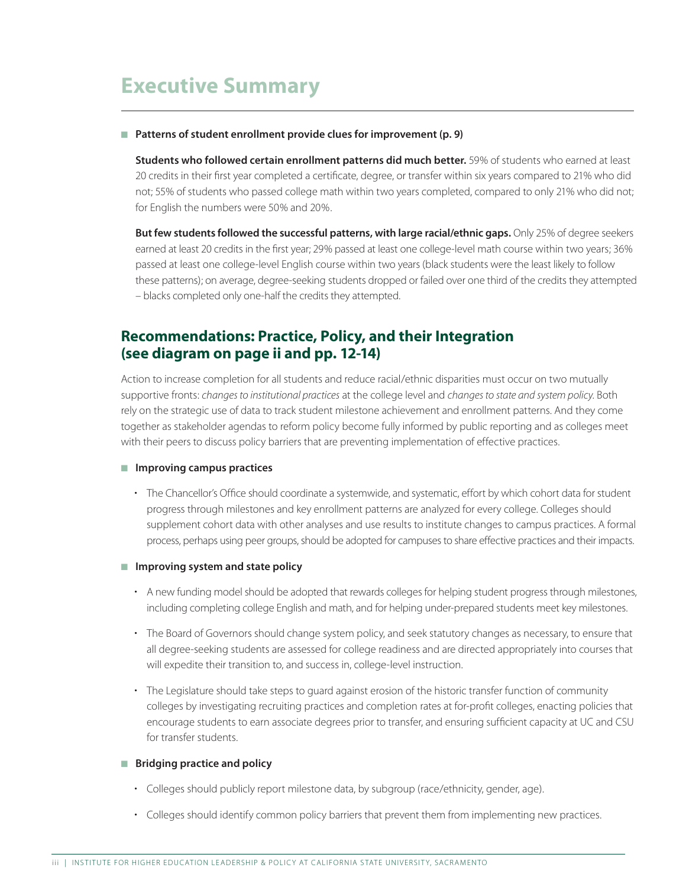# Executive Summary

- **Patterns of student enrollment provide clues for improvement (p. 9)**

  **Students who followed certain enrollment patterns did much better.** 59% of students who earned at least 20 credits in their first year completed a certificate, degree, or transfer within six years compared to 21% who did not; 55% of students who passed college math within two years completed, compared to only 21% who did not; for English the numbers were 50% and 20%.

  **But few students followed the successful patterns, with large racial/ethnic gaps.** Only 25% of degree seekers earned at least 20 credits in the first year; 29% passed at least one college-level math course within two years; 36% passed at least one college-level English course within two years (black students were the least likely to follow these patterns); on average, degree-seeking students dropped or failed over one third of the credits they attempted – blacks completed only one-half the credits they attempted.

## Recommendations: Practice, Policy, and their Integration (see diagram on page ii and pp. 12-14)

Action to increase completion for all students and reduce racial/ethnic disparities must occur on two mutually supportive fronts: *changes to institutional practices* at the college level and *changes to state and system policy.* Both rely on the strategic use of data to track student milestone achievement and enrollment patterns. And they come together as stakeholder agendas to reform policy become fully informed by public reporting and as colleges meet with their peers to discuss policy barriers that are preventing implementation of effective practices.

- **Improving campus practices**

  - The Chancellor's Office should coordinate a systemwide, and systematic, effort by which cohort data for student progress through milestones and key enrollment patterns are analyzed for every college. Colleges should supplement cohort data with other analyses and use results to institute changes to campus practices. A formal process, perhaps using peer groups, should be adopted for campuses to share effective practices and their impacts.

- **Improving system and state policy**

  - A new funding model should be adopted that rewards colleges for helping student progress through milestones, including completing college English and math, and for helping under-prepared students meet key milestones.
  - The Board of Governors should change system policy, and seek statutory changes as necessary, to ensure that all degree-seeking students are assessed for college readiness and are directed appropriately into courses that will expedite their transition to, and success in, college-level instruction.
  - The Legislature should take steps to guard against erosion of the historic transfer function of community colleges by investigating recruiting practices and completion rates at for-profit colleges, enacting policies that encourage students to earn associate degrees prior to transfer, and ensuring sufficient capacity at UC and CSU for transfer students.

- **Bridging practice and policy**

  - Colleges should publicly report milestone data, by subgroup (race/ethnicity, gender, age).
  - Colleges should identify common policy barriers that prevent them from implementing new practices.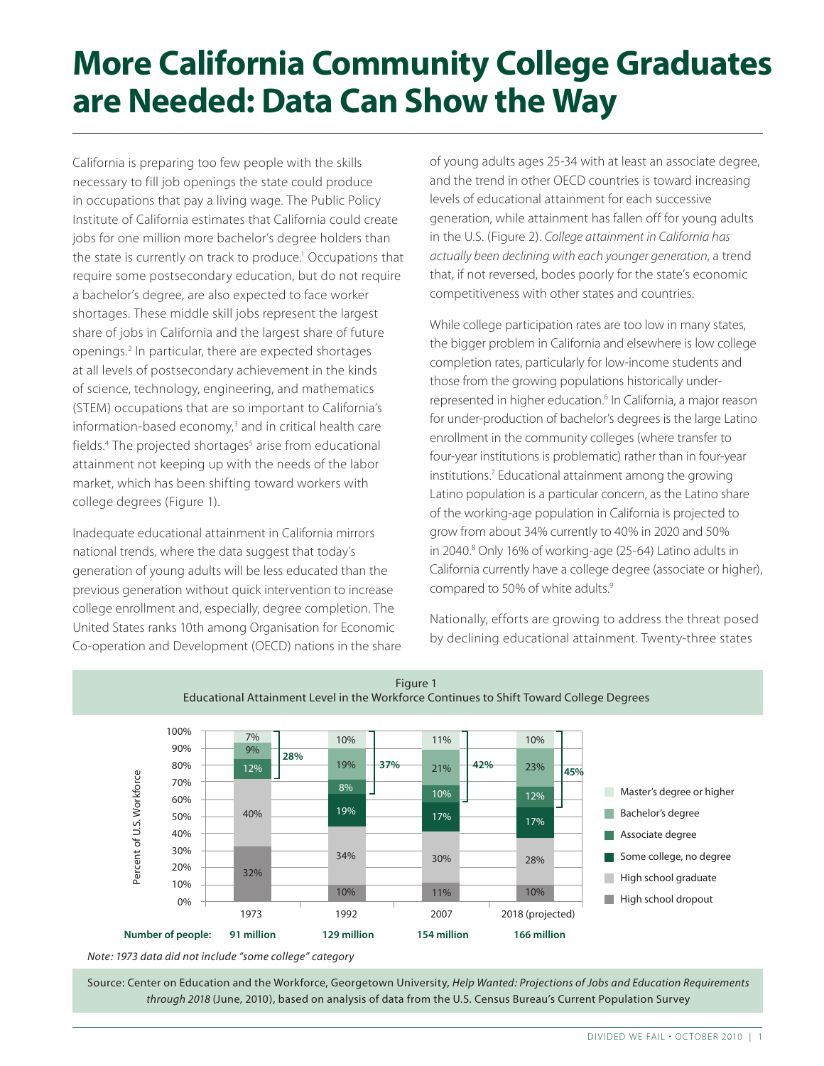# More California Community College Graduates are Needed: Data Can Show the Way

California is preparing too few people with the skills necessary to fill job openings the state could produce in occupations that pay a living wage. The Public Policy Institute of California estimates that California could create jobs for one million more bachelor's degree holders than the state is currently on track to produce.[1] Occupations that require some postsecondary education, but do not require a bachelor's degree, are also expected to face worker shortages. These middle skill jobs represent the largest share of jobs in California and the largest share of future openings.[2] In particular, there are expected shortages at all levels of postsecondary achievement in the kinds of science, technology, engineering, and mathematics (STEM) occupations that are so important to California's information-based economy,[3] and in critical health care fields.[4] The projected shortages[5] arise from educational attainment not keeping up with the needs of the labor market, which has been shifting toward workers with college degrees (Figure 1).

Inadequate educational attainment in California mirrors national trends, where the data suggest that today's generation of young adults will be less educated than the previous generation without quick intervention to increase college enrollment and, especially, degree completion. The United States ranks 10th among Organisation for Economic Co-operation and Development (OECD) nations in the share of young adults ages 25-34 with at least an associate degree, and the trend in other OECD countries is toward increasing levels of educational attainment for each successive generation, while attainment has fallen off for young adults in the U.S. (Figure 2). *College attainment in California has actually been declining with each younger generation*, a trend that, if not reversed, bodes poorly for the state's economic competitiveness with other states and countries.

While college participation rates are too low in many states, the bigger problem in California and elsewhere is low college completion rates, particularly for low-income students and those from the growing populations historically under-represented in higher education.[6] In California, a major reason for under-production of bachelor's degrees is the large Latino enrollment in the community colleges (where transfer to four-year institutions is problematic) rather than in four-year institutions.[7] Educational attainment among the growing Latino population is a particular concern, as the Latino share of the working-age population in California is projected to grow from about 34% currently to 40% in 2020 and 50% in 2040.[8] Only 16% of working-age (25-64) Latino adults in California currently have a college degree (associate or higher), compared to 50% of white adults.[9]

Nationally, efforts are growing to address the threat posed by declining educational attainment. Twenty-three states

Figure 1
Educational Attainment Level in the Workforce Continues to Shift Toward College Degrees

Percent of U.S. Workforce

| | 1973 | 1992 | 2007 | 2018 (projected) |
|---|---|---|---|---|
| Master's degree or higher | 7% | 10% | 11% | 10% |
| Bachelor's degree | 9% | 19% | 21% | 23% |
| Associate degree | 12% | 8% | 10% | 12% |
| Some college, no degree | | 19% | 17% | 17% |
| High school graduate | 40% | 34% | 30% | 28% |
| High school dropout | 32% | 10% | 11% | 10% |
| Associate degree or higher (bracketed total) | 28% | 37% | 42% | 45% |
| **Number of people:** | **91 million** | **129 million** | **154 million** | **166 million** |

*Note: 1973 data did not include "some college" category*

Source: Center on Education and the Workforce, Georgetown University, *Help Wanted: Projections of Jobs and Education Requirements through 2018* (June, 2010), based on analysis of data from the U.S. Census Bureau's Current Population Survey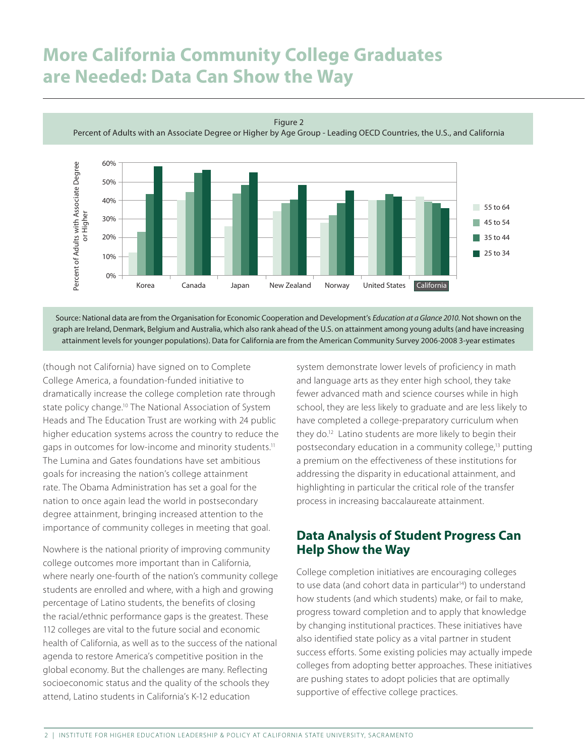# More California Community College Graduates are Needed: Data Can Show the Way

Figure 2
Percent of Adults with an Associate Degree or Higher by Age Group - Leading OECD Countries, the U.S., and California

Source: National data are from the Organisation for Economic Cooperation and Development's *Education at a Glance 2010*. Not shown on the graph are Ireland, Denmark, Belgium and Australia, which also rank ahead of the U.S. on attainment among young adults (and have increasing attainment levels for younger populations). Data for California are from the American Community Survey 2006-2008 3-year estimates

(though not California) have signed on to Complete College America, a foundation-funded initiative to dramatically increase the college completion rate through state policy change.[10] The National Association of System Heads and The Education Trust are working with 24 public higher education systems across the country to reduce the gaps in outcomes for low-income and minority students.[11] The Lumina and Gates foundations have set ambitious goals for increasing the nation's college attainment rate. The Obama Administration has set a goal for the nation to once again lead the world in postsecondary degree attainment, bringing increased attention to the importance of community colleges in meeting that goal.

Nowhere is the national priority of improving community college outcomes more important than in California, where nearly one-fourth of the nation's community college students are enrolled and where, with a high and growing percentage of Latino students, the benefits of closing the racial/ethnic performance gaps is the greatest. These 112 colleges are vital to the future social and economic health of California, as well as to the success of the national agenda to restore America's competitive position in the global economy. But the challenges are many. Reflecting socioeconomic status and the quality of the schools they attend, Latino students in California's K-12 education system demonstrate lower levels of proficiency in math and language arts as they enter high school, they take fewer advanced math and science courses while in high school, they are less likely to graduate and are less likely to have completed a college-preparatory curriculum when they do.[12] Latino students are more likely to begin their postsecondary education in a community college,[13] putting a premium on the effectiveness of these institutions for addressing the disparity in educational attainment, and highlighting in particular the critical role of the transfer process in increasing baccalaureate attainment.

## Data Analysis of Student Progress Can Help Show the Way

College completion initiatives are encouraging colleges to use data (and cohort data in particular[14]) to understand how students (and which students) make, or fail to make, progress toward completion and to apply that knowledge by changing institutional practices. These initiatives have also identified state policy as a vital partner in student success efforts. Some existing policies may actually impede colleges from adopting better approaches. These initiatives are pushing states to adopt policies that are optimally supportive of effective college practices.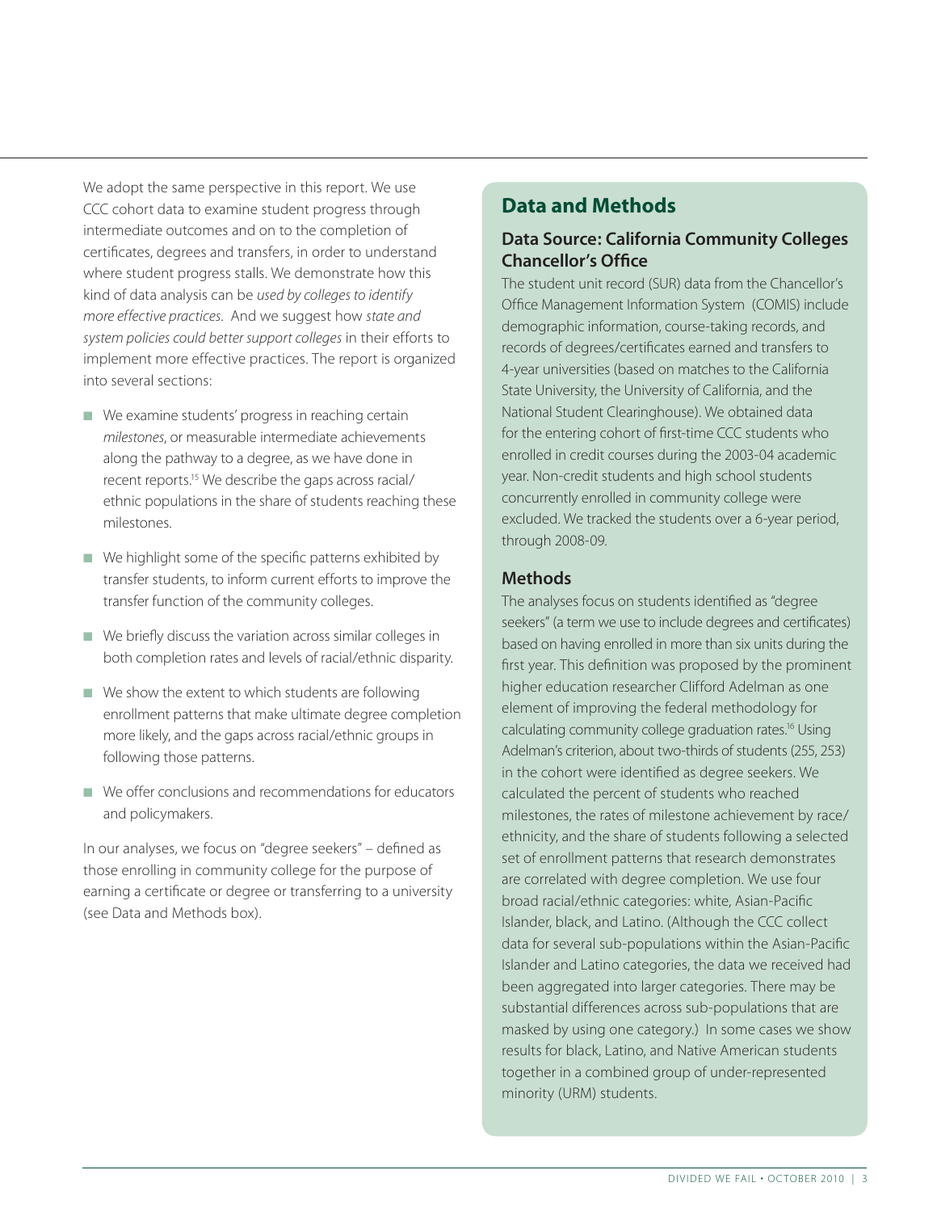We adopt the same perspective in this report. We use CCC cohort data to examine student progress through intermediate outcomes and on to the completion of certificates, degrees and transfers, in order to understand where student progress stalls. We demonstrate how this kind of data analysis can be *used by colleges to identify more effective practices*. And we suggest how *state and system policies could better support colleges* in their efforts to implement more effective practices. The report is organized into several sections:

- We examine students' progress in reaching certain *milestones*, or measurable intermediate achievements along the pathway to a degree, as we have done in recent reports.[15] We describe the gaps across racial/ethnic populations in the share of students reaching these milestones.
- We highlight some of the specific patterns exhibited by transfer students, to inform current efforts to improve the transfer function of the community colleges.
- We briefly discuss the variation across similar colleges in both completion rates and levels of racial/ethnic disparity.
- We show the extent to which students are following enrollment patterns that make ultimate degree completion more likely, and the gaps across racial/ethnic groups in following those patterns.
- We offer conclusions and recommendations for educators and policymakers.

In our analyses, we focus on "degree seekers" – defined as those enrolling in community college for the purpose of earning a certificate or degree or transferring to a university (see Data and Methods box).

## Data and Methods

### Data Source: California Community Colleges Chancellor's Office

The student unit record (SUR) data from the Chancellor's Office Management Information System (COMIS) include demographic information, course-taking records, and records of degrees/certificates earned and transfers to 4-year universities (based on matches to the California State University, the University of California, and the National Student Clearinghouse). We obtained data for the entering cohort of first-time CCC students who enrolled in credit courses during the 2003-04 academic year. Non-credit students and high school students concurrently enrolled in community college were excluded. We tracked the students over a 6-year period, through 2008-09.

### Methods

The analyses focus on students identified as "degree seekers" (a term we use to include degrees and certificates) based on having enrolled in more than six units during the first year. This definition was proposed by the prominent higher education researcher Clifford Adelman as one element of improving the federal methodology for calculating community college graduation rates.[16] Using Adelman's criterion, about two-thirds of students (255, 253) in the cohort were identified as degree seekers. We calculated the percent of students who reached milestones, the rates of milestone achievement by race/ethnicity, and the share of students following a selected set of enrollment patterns that research demonstrates are correlated with degree completion. We use four broad racial/ethnic categories: white, Asian-Pacific Islander, black, and Latino. (Although the CCC collect data for several sub-populations within the Asian-Pacific Islander and Latino categories, the data we received had been aggregated into larger categories. There may be substantial differences across sub-populations that are masked by using one category.) In some cases we show results for black, Latino, and Native American students together in a combined group of under-represented minority (URM) students.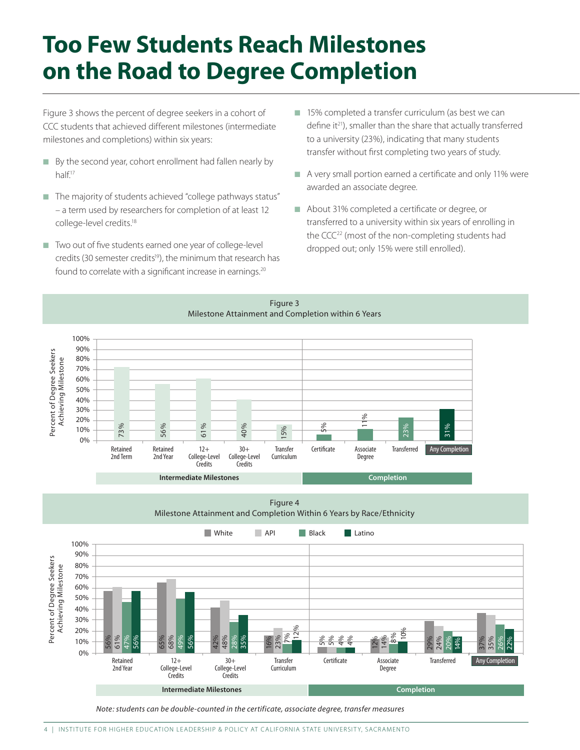# Too Few Students Reach Milestones on the Road to Degree Completion

Figure 3 shows the percent of degree seekers in a cohort of CCC students that achieved different milestones (intermediate milestones and completions) within six years:

- By the second year, cohort enrollment had fallen nearly by half.[17]
- The majority of students achieved "college pathways status" – a term used by researchers for completion of at least 12 college-level credits.[18]
- Two out of five students earned one year of college-level credits (30 semester credits[19]), the minimum that research has found to correlate with a significant increase in earnings.[20]
- 15% completed a transfer curriculum (as best we can define it[21]), smaller than the share that actually transferred to a university (23%), indicating that many students transfer without first completing two years of study.
- A very small portion earned a certificate and only 11% were awarded an associate degree.
- About 31% completed a certificate or degree, or transferred to a university within six years of enrolling in the CCC[22] (most of the non-completing students had dropped out; only 15% were still enrolled).

Figure 3
Milestone Attainment and Completion within 6 Years

| Category | Milestone | Percent of Degree Seekers Achieving Milestone |
|---|---|---|
| Intermediate Milestones | Retained 2nd Term | 73% |
| | Retained 2nd Year | 56% |
| | 12+ College-Level Credits | 61% |
| | 30+ College-Level Credits | 40% |
| | Transfer Curriculum | 15% |
| Completion | Certificate | 5% |
| | Associate Degree | 11% |
| | Transferred | 23% |
| | Any Completion | 31% |

Figure 4
Milestone Attainment and Completion Within 6 Years by Race/Ethnicity

| Category | Milestone | White | API | Black | Latino |
|---|---|---|---|---|---|
| Intermediate Milestones | Retained 2nd Year | 56% | 61% | 47% | 56% |
| | 12+ College-Level Credits | 65% | 68% | 49% | 56% |
| | 30+ College-Level Credits | 42% | 48% | 28% | 35% |
| | Transfer Curriculum | 16% | 23% | 7% | 12% |
| Completion | Certificate | 5% | 5% | 4% | 4% |
| | Associate Degree | 12% | 14% | 8% | 10% |
| | Transferred | 29% | 24% | 20% | 14% |
| | Any Completion | 37% | 35% | 26% | 22% |

*Note: students can be double-counted in the certificate, associate degree, transfer measures*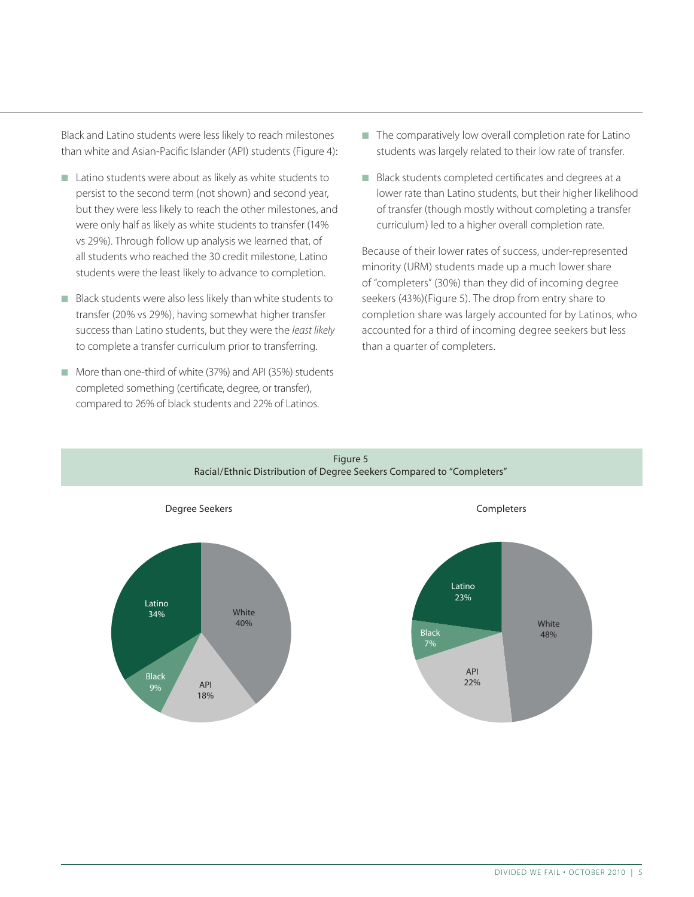Black and Latino students were less likely to reach milestones than white and Asian-Pacific Islander (API) students (Figure 4):

- Latino students were about as likely as white students to persist to the second term (not shown) and second year, but they were less likely to reach the other milestones, and were only half as likely as white students to transfer (14% vs 29%). Through follow up analysis we learned that, of all students who reached the 30 credit milestone, Latino students were the least likely to advance to completion.
- Black students were also less likely than white students to transfer (20% vs 29%), having somewhat higher transfer success than Latino students, but they were the *least likely* to complete a transfer curriculum prior to transferring.
- More than one-third of white (37%) and API (35%) students completed something (certificate, degree, or transfer), compared to 26% of black students and 22% of Latinos.
- The comparatively low overall completion rate for Latino students was largely related to their low rate of transfer.
- Black students completed certificates and degrees at a lower rate than Latino students, but their higher likelihood of transfer (though mostly without completing a transfer curriculum) led to a higher overall completion rate.

Because of their lower rates of success, under-represented minority (URM) students made up a much lower share of "completers" (30%) than they did of incoming degree seekers (43%)(Figure 5). The drop from entry share to completion share was largely accounted for by Latinos, who accounted for a third of incoming degree seekers but less than a quarter of completers.

Figure 5
Racial/Ethnic Distribution of Degree Seekers Compared to "Completers"

| | Degree Seekers | Completers |
|---|---|---|
| White | 40% | 48% |
| Latino | 34% | 23% |
| API | 18% | 22% |
| Black | 9% | 7% |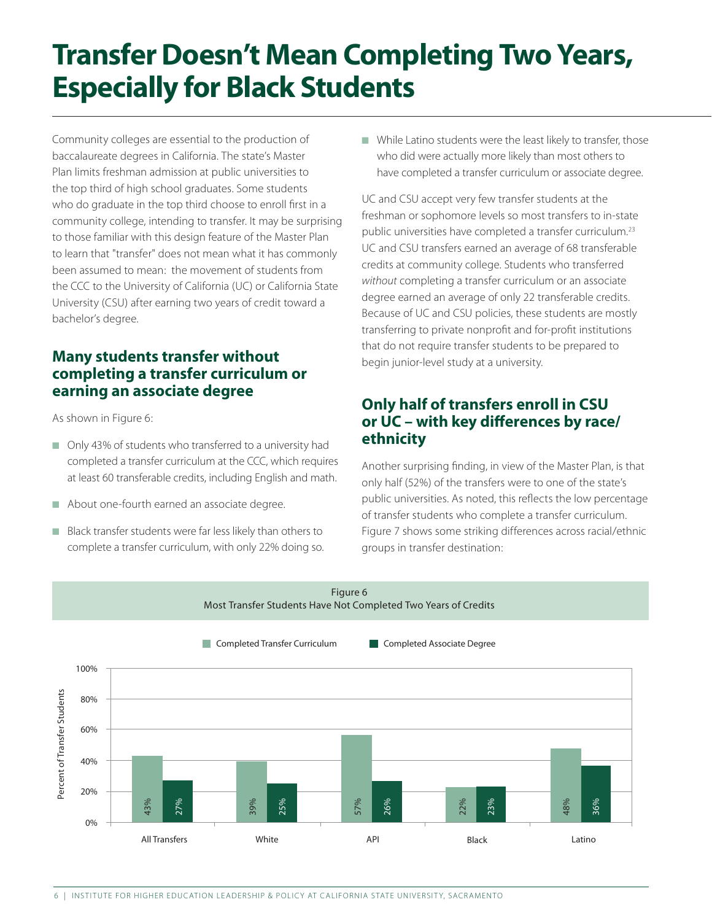# Transfer Doesn't Mean Completing Two Years, Especially for Black Students

Community colleges are essential to the production of baccalaureate degrees in California. The state's Master Plan limits freshman admission at public universities to the top third of high school graduates. Some students who do graduate in the top third choose to enroll first in a community college, intending to transfer. It may be surprising to those familiar with this design feature of the Master Plan to learn that "transfer" does not mean what it has commonly been assumed to mean: the movement of students from the CCC to the University of California (UC) or California State University (CSU) after earning two years of credit toward a bachelor's degree.

## Many students transfer without completing a transfer curriculum or earning an associate degree

As shown in Figure 6:

- Only 43% of students who transferred to a university had completed a transfer curriculum at the CCC, which requires at least 60 transferable credits, including English and math.
- About one-fourth earned an associate degree.
- Black transfer students were far less likely than others to complete a transfer curriculum, with only 22% doing so.
- While Latino students were the least likely to transfer, those who did were actually more likely than most others to have completed a transfer curriculum or associate degree.

UC and CSU accept very few transfer students at the freshman or sophomore levels so most transfers to in-state public universities have completed a transfer curriculum.[23] UC and CSU transfers earned an average of 68 transferable credits at community college. Students who transferred *without* completing a transfer curriculum or an associate degree earned an average of only 22 transferable credits. Because of UC and CSU policies, these students are mostly transferring to private nonprofit and for-profit institutions that do not require transfer students to be prepared to begin junior-level study at a university.

## Only half of transfers enroll in CSU or UC – with key differences by race/ethnicity

Another surprising finding, in view of the Master Plan, is that only half (52%) of the transfers were to one of the state's public universities. As noted, this reflects the low percentage of transfer students who complete a transfer curriculum. Figure 7 shows some striking differences across racial/ethnic groups in transfer destination:

Figure 6
Most Transfer Students Have Not Completed Two Years of Credits

| Percent of Transfer Students | Completed Transfer Curriculum | Completed Associate Degree |
|---|---|---|
| All Transfers | 43% | 27% |
| White | 39% | 25% |
| API | 57% | 26% |
| Black | 22% | 23% |
| Latino | 48% | 36% |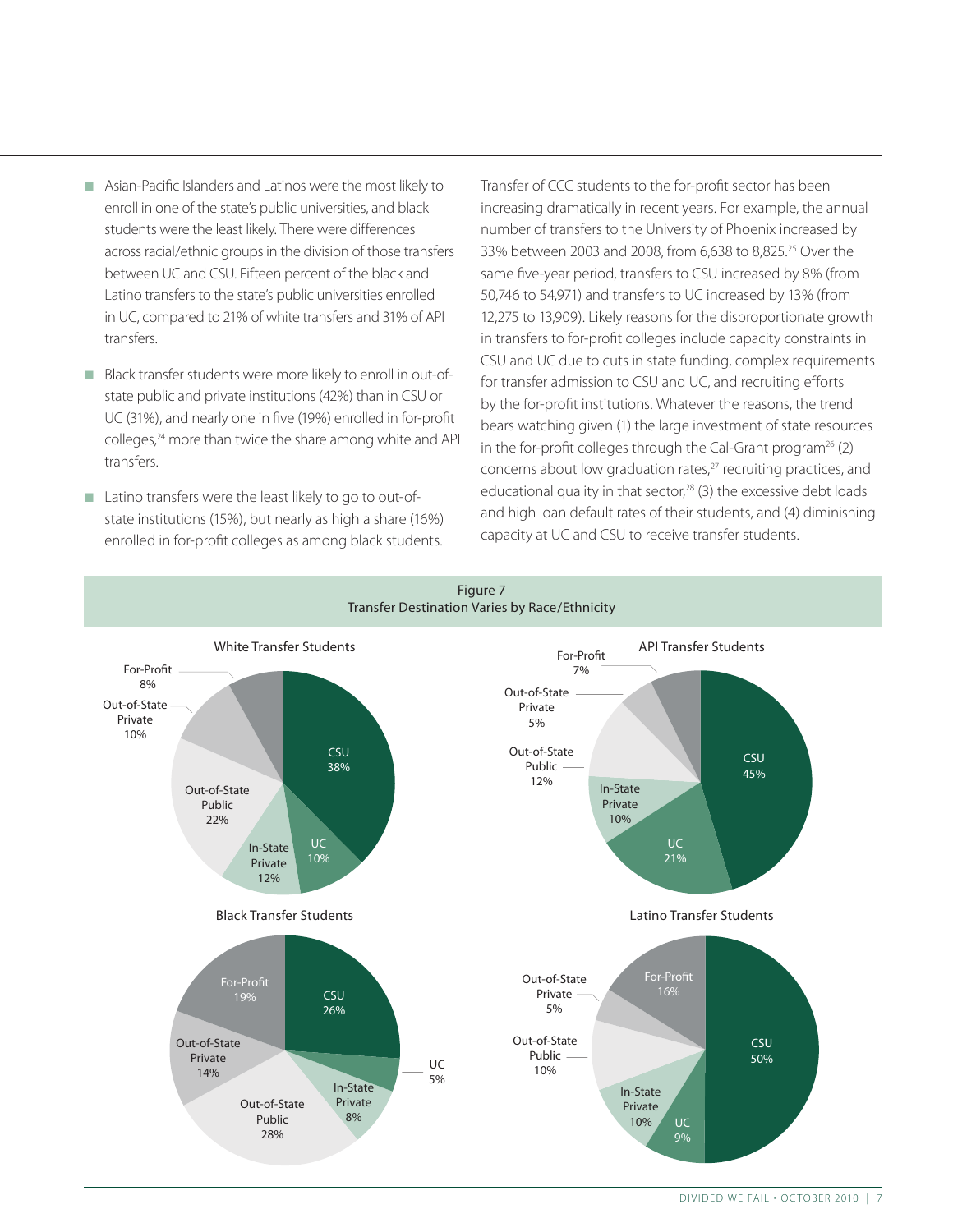- Asian-Pacific Islanders and Latinos were the most likely to enroll in one of the state's public universities, and black students were the least likely. There were differences across racial/ethnic groups in the division of those transfers between UC and CSU. Fifteen percent of the black and Latino transfers to the state's public universities enrolled in UC, compared to 21% of white transfers and 31% of API transfers.

- Black transfer students were more likely to enroll in out-of-state public and private institutions (42%) than in CSU or UC (31%), and nearly one in five (19%) enrolled in for-profit colleges,[24] more than twice the share among white and API transfers.

- Latino transfers were the least likely to go to out-of-state institutions (15%), but nearly as high a share (16%) enrolled in for-profit colleges as among black students.

Transfer of CCC students to the for-profit sector has been increasing dramatically in recent years. For example, the annual number of transfers to the University of Phoenix increased by 33% between 2003 and 2008, from 6,638 to 8,825.[25] Over the same five-year period, transfers to CSU increased by 8% (from 50,746 to 54,971) and transfers to UC increased by 13% (from 12,275 to 13,909). Likely reasons for the disproportionate growth in transfers to for-profit colleges include capacity constraints in CSU and UC due to cuts in state funding, complex requirements for transfer admission to CSU and UC, and recruiting efforts by the for-profit institutions. Whatever the reasons, the trend bears watching given (1) the large investment of state resources in the for-profit colleges through the Cal-Grant program[26] (2) concerns about low graduation rates,[27] recruiting practices, and educational quality in that sector,[28] (3) the excessive debt loads and high loan default rates of their students, and (4) diminishing capacity at UC and CSU to receive transfer students.

Figure 7
Transfer Destination Varies by Race/Ethnicity

| Destination | White Transfer Students | API Transfer Students | Black Transfer Students | Latino Transfer Students |
|---|---|---|---|---|
| CSU | 38% | 45% | 26% | 50% |
| UC | 10% | 21% | 5% | 9% |
| In-State Private | 12% | 10% | 8% | 10% |
| Out-of-State Public | 22% | 12% | 28% | 10% |
| Out-of-State Private | 10% | 5% | 14% | 5% |
| For-Profit | 8% | 7% | 19% | 16% |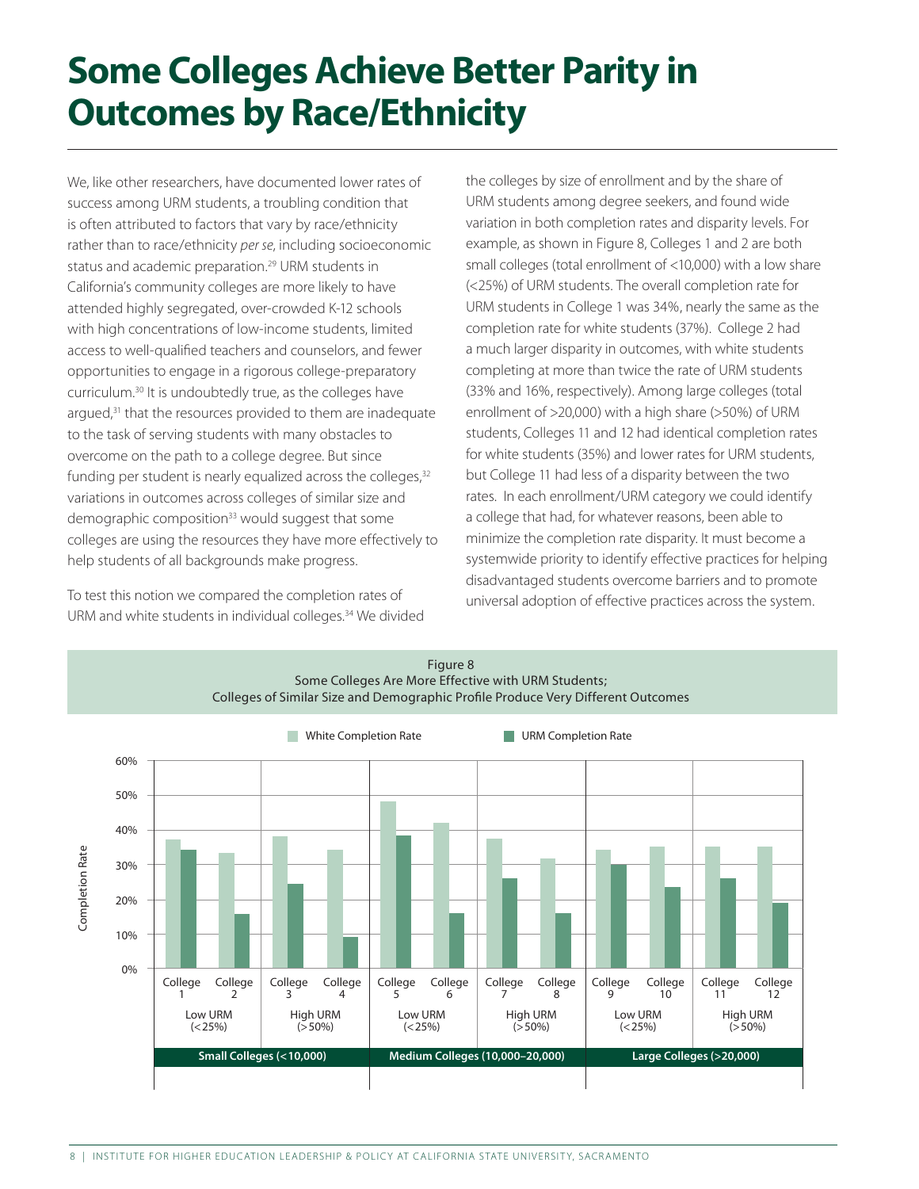# Some Colleges Achieve Better Parity in Outcomes by Race/Ethnicity

We, like other researchers, have documented lower rates of success among URM students, a troubling condition that is often attributed to factors that vary by race/ethnicity rather than to race/ethnicity *per se*, including socioeconomic status and academic preparation.[29] URM students in California's community colleges are more likely to have attended highly segregated, over-crowded K-12 schools with high concentrations of low-income students, limited access to well-qualified teachers and counselors, and fewer opportunities to engage in a rigorous college-preparatory curriculum.[30] It is undoubtedly true, as the colleges have argued,[31] that the resources provided to them are inadequate to the task of serving students with many obstacles to overcome on the path to a college degree. But since funding per student is nearly equalized across the colleges,[32] variations in outcomes across colleges of similar size and demographic composition[33] would suggest that some colleges are using the resources they have more effectively to help students of all backgrounds make progress.

To test this notion we compared the completion rates of URM and white students in individual colleges.[34] We divided the colleges by size of enrollment and by the share of URM students among degree seekers, and found wide variation in both completion rates and disparity levels. For example, as shown in Figure 8, Colleges 1 and 2 are both small colleges (total enrollment of <10,000) with a low share (<25%) of URM students. The overall completion rate for URM students in College 1 was 34%, nearly the same as the completion rate for white students (37%). College 2 had a much larger disparity in outcomes, with white students completing at more than twice the rate of URM students (33% and 16%, respectively). Among large colleges (total enrollment of >20,000) with a high share (>50%) of URM students, Colleges 11 and 12 had identical completion rates for white students (35%) and lower rates for URM students, but College 11 had less of a disparity between the two rates. In each enrollment/URM category we could identify a college that had, for whatever reasons, been able to minimize the completion rate disparity. It must become a systemwide priority to identify effective practices for helping disadvantaged students overcome barriers and to promote universal adoption of effective practices across the system.

Figure 8
Some Colleges Are More Effective with URM Students;
Colleges of Similar Size and Demographic Profile Produce Very Different Outcomes

| College Size | URM Share | College | White Completion Rate | URM Completion Rate |
|---|---|---|---|---|
| Small Colleges (<10,000) | Low URM (<25%) | College 1 | 37% | 34% |
| | | College 2 | 33% | 16% |
| | High URM (>50%) | College 3 | 38% | 24% |
| | | College 4 | 34% | 9% |
| Medium Colleges (10,000–20,000) | Low URM (<25%) | College 5 | 48% | 38% |
| | | College 6 | 42% | 16% |
| | High URM (>50%) | College 7 | 37% | 26% |
| | | College 8 | 32% | 16% |
| Large Colleges (>20,000) | Low URM (<25%) | College 9 | 34% | 30% |
| | | College 10 | 35% | 23% |
| | High URM (>50%) | College 11 | 35% | 26% |
| | | College 12 | 35% | 19% |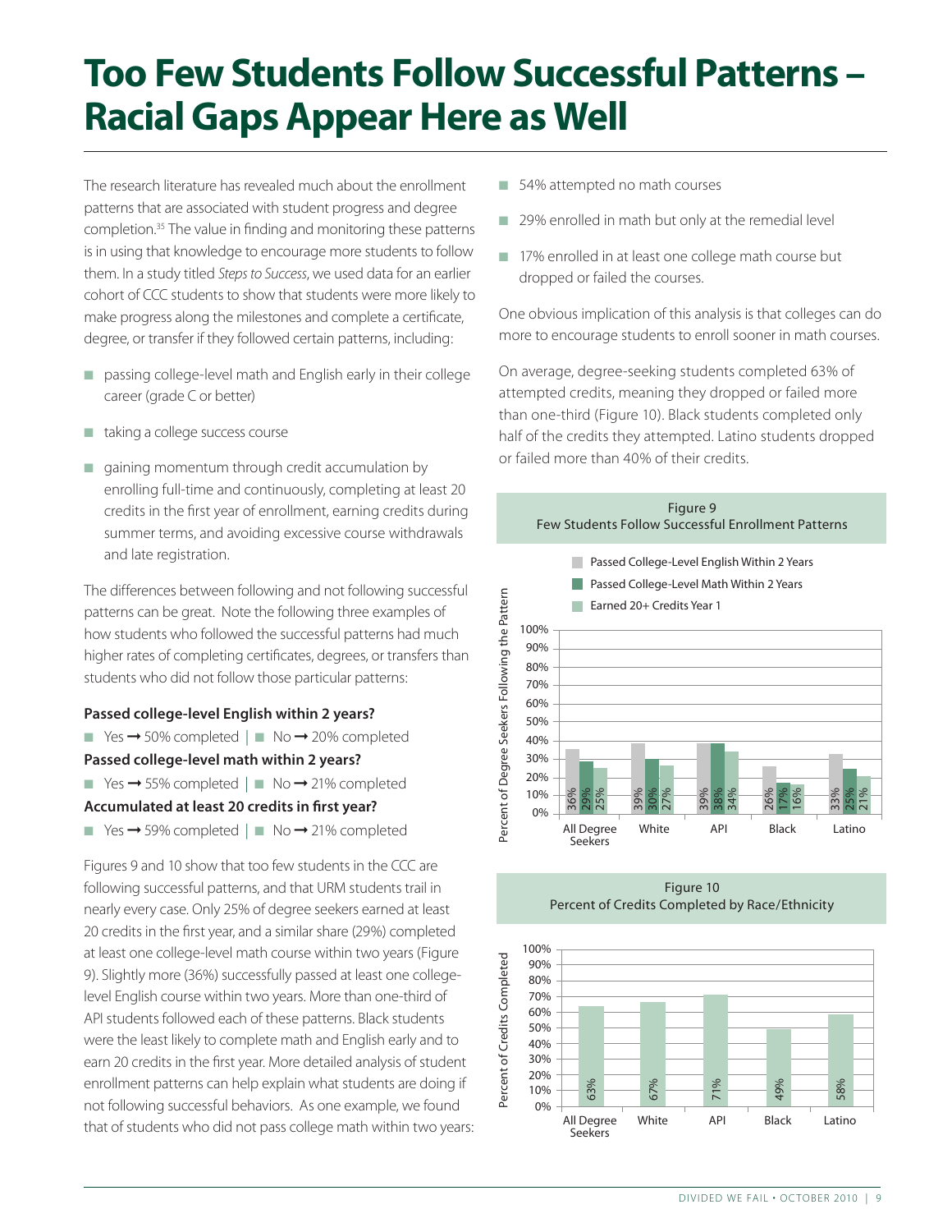# Too Few Students Follow Successful Patterns – Racial Gaps Appear Here as Well

The research literature has revealed much about the enrollment patterns that are associated with student progress and degree completion.[35] The value in finding and monitoring these patterns is in using that knowledge to encourage more students to follow them. In a study titled *Steps to Success*, we used data for an earlier cohort of CCC students to show that students were more likely to make progress along the milestones and complete a certificate, degree, or transfer if they followed certain patterns, including:

- passing college-level math and English early in their college career (grade C or better)
- taking a college success course
- gaining momentum through credit accumulation by enrolling full-time and continuously, completing at least 20 credits in the first year of enrollment, earning credits during summer terms, and avoiding excessive course withdrawals and late registration.

The differences between following and not following successful patterns can be great. Note the following three examples of how students who followed the successful patterns had much higher rates of completing certificates, degrees, or transfers than students who did not follow those particular patterns:

**Passed college-level English within 2 years?**

- Yes → 50% completed | No → 20% completed

**Passed college-level math within 2 years?**

- Yes → 55% completed | No → 21% completed

**Accumulated at least 20 credits in first year?**

- Yes → 59% completed | No → 21% completed

Figures 9 and 10 show that too few students in the CCC are following successful patterns, and that URM students trail in nearly every case. Only 25% of degree seekers earned at least 20 credits in the first year, and a similar share (29%) completed at least one college-level math course within two years (Figure 9). Slightly more (36%) successfully passed at least one college-level English course within two years. More than one-third of API students followed each of these patterns. Black students were the least likely to complete math and English early and to earn 20 credits in the first year. More detailed analysis of student enrollment patterns can help explain what students are doing if not following successful behaviors. As one example, we found that of students who did not pass college math within two years:

- 54% attempted no math courses
- 29% enrolled in math but only at the remedial level
- 17% enrolled in at least one college math course but dropped or failed the courses.

One obvious implication of this analysis is that colleges can do more to encourage students to enroll sooner in math courses.

On average, degree-seeking students completed 63% of attempted credits, meaning they dropped or failed more than one-third (Figure 10). Black students completed only half of the credits they attempted. Latino students dropped or failed more than 40% of their credits.

Figure 9
Few Students Follow Successful Enrollment Patterns

Percent of Degree Seekers Following the Pattern

| | All Degree Seekers | White | API | Black | Latino |
|---|---|---|---|---|---|
| Passed College-Level English Within 2 Years | 36% | 39% | 39% | 26% | 33% |
| Passed College-Level Math Within 2 Years | 29% | 30% | 38% | 17% | 25% |
| Earned 20+ Credits Year 1 | 25% | 27% | 34% | 16% | 21% |

Figure 10
Percent of Credits Completed by Race/Ethnicity

Percent of Credits Completed

| All Degree Seekers | White | API | Black | Latino |
|---|---|---|---|---|
| 63% | 67% | 71% | 49% | 58% |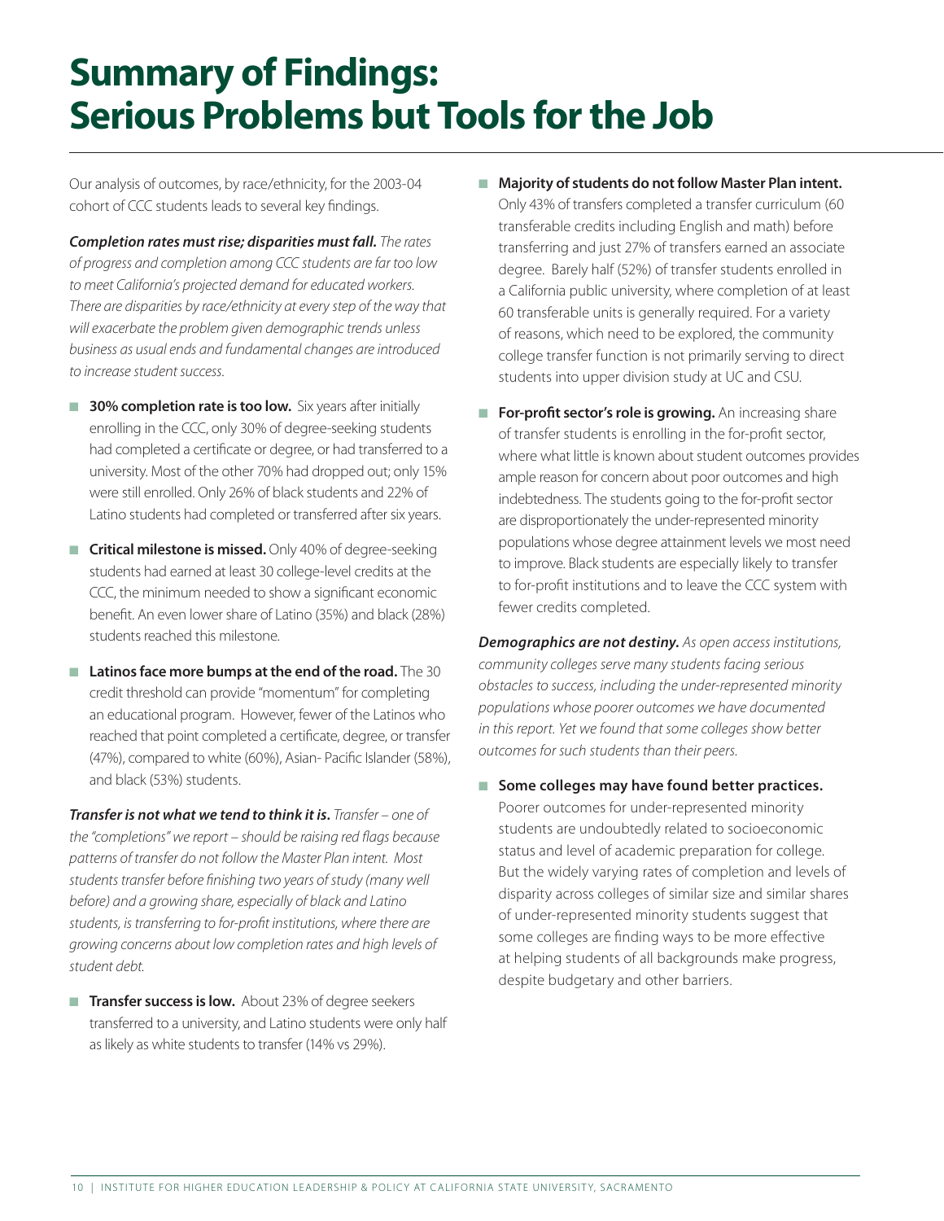# Summary of Findings: Serious Problems but Tools for the Job

Our analysis of outcomes, by race/ethnicity, for the 2003-04 cohort of CCC students leads to several key findings.

***Completion rates must rise; disparities must fall.*** *The rates of progress and completion among CCC students are far too low to meet California's projected demand for educated workers. There are disparities by race/ethnicity at every step of the way that will exacerbate the problem given demographic trends unless business as usual ends and fundamental changes are introduced to increase student success.*

- **30% completion rate is too low.** Six years after initially enrolling in the CCC, only 30% of degree-seeking students had completed a certificate or degree, or had transferred to a university. Most of the other 70% had dropped out; only 15% were still enrolled. Only 26% of black students and 22% of Latino students had completed or transferred after six years.
- **Critical milestone is missed.** Only 40% of degree-seeking students had earned at least 30 college-level credits at the CCC, the minimum needed to show a significant economic benefit. An even lower share of Latino (35%) and black (28%) students reached this milestone.
- **Latinos face more bumps at the end of the road.** The 30 credit threshold can provide "momentum" for completing an educational program. However, fewer of the Latinos who reached that point completed a certificate, degree, or transfer (47%), compared to white (60%), Asian- Pacific Islander (58%), and black (53%) students.

***Transfer is not what we tend to think it is.*** *Transfer – one of the "completions" we report – should be raising red flags because patterns of transfer do not follow the Master Plan intent. Most students transfer before finishing two years of study (many well before) and a growing share, especially of black and Latino students, is transferring to for-profit institutions, where there are growing concerns about low completion rates and high levels of student debt.*

- **Transfer success is low.** About 23% of degree seekers transferred to a university, and Latino students were only half as likely as white students to transfer (14% vs 29%).
- **Majority of students do not follow Master Plan intent.** Only 43% of transfers completed a transfer curriculum (60 transferable credits including English and math) before transferring and just 27% of transfers earned an associate degree. Barely half (52%) of transfer students enrolled in a California public university, where completion of at least 60 transferable units is generally required. For a variety of reasons, which need to be explored, the community college transfer function is not primarily serving to direct students into upper division study at UC and CSU.
- **For-profit sector's role is growing.** An increasing share of transfer students is enrolling in the for-profit sector, where what little is known about student outcomes provides ample reason for concern about poor outcomes and high indebtedness. The students going to the for-profit sector are disproportionately the under-represented minority populations whose degree attainment levels we most need to improve. Black students are especially likely to transfer to for-profit institutions and to leave the CCC system with fewer credits completed.

***Demographics are not destiny.*** *As open access institutions, community colleges serve many students facing serious obstacles to success, including the under-represented minority populations whose poorer outcomes we have documented in this report. Yet we found that some colleges show better outcomes for such students than their peers.*

- **Some colleges may have found better practices.** Poorer outcomes for under-represented minority students are undoubtedly related to socioeconomic status and level of academic preparation for college. But the widely varying rates of completion and levels of disparity across colleges of similar size and similar shares of under-represented minority students suggest that some colleges are finding ways to be more effective at helping students of all backgrounds make progress, despite budgetary and other barriers.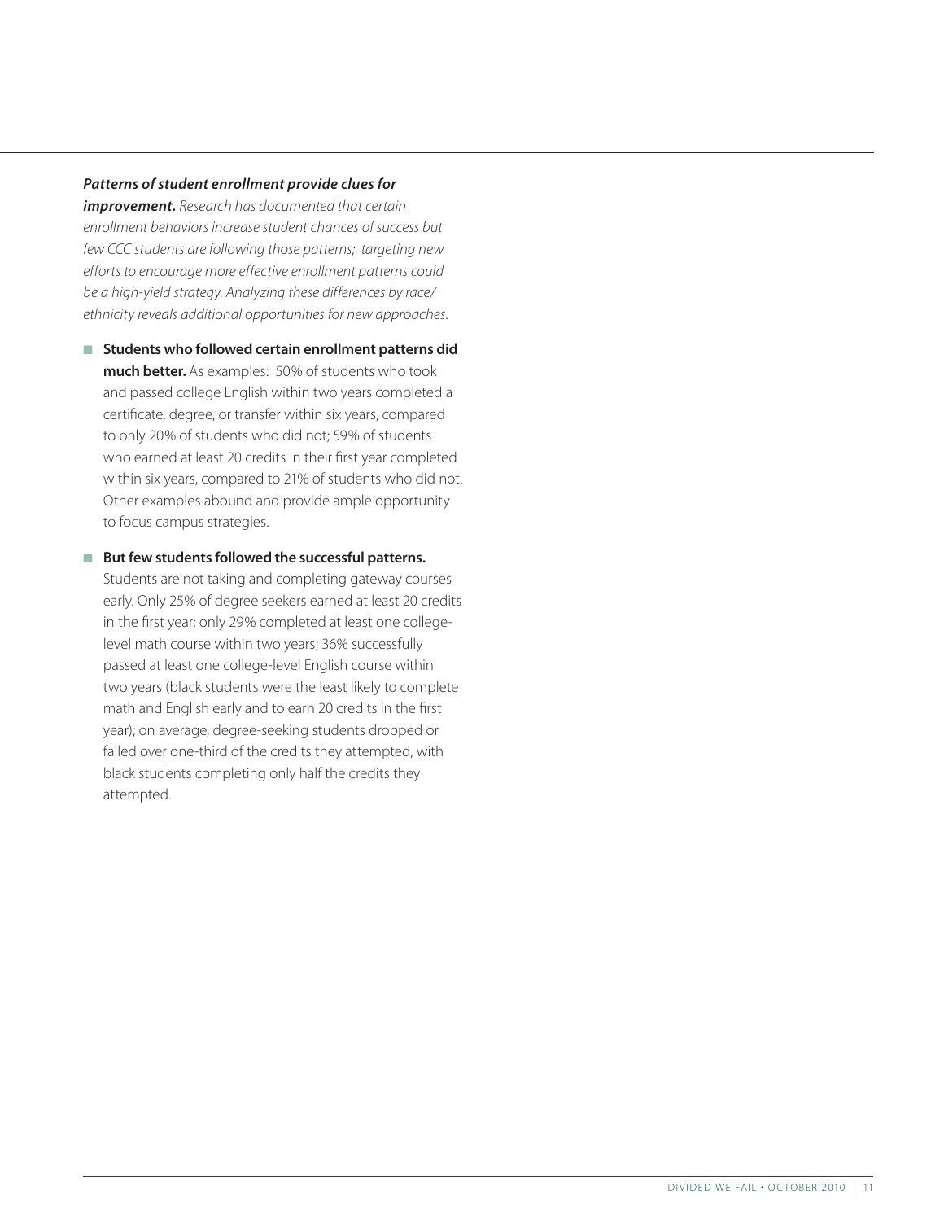***Patterns of student enrollment provide clues for improvement.*** *Research has documented that certain enrollment behaviors increase student chances of success but few CCC students are following those patterns; targeting new efforts to encourage more effective enrollment patterns could be a high-yield strategy. Analyzing these differences by race/ethnicity reveals additional opportunities for new approaches.*

- **Students who followed certain enrollment patterns did much better.** As examples: 50% of students who took and passed college English within two years completed a certificate, degree, or transfer within six years, compared to only 20% of students who did not; 59% of students who earned at least 20 credits in their first year completed within six years, compared to 21% of students who did not. Other examples abound and provide ample opportunity to focus campus strategies.

- **But few students followed the successful patterns.** Students are not taking and completing gateway courses early. Only 25% of degree seekers earned at least 20 credits in the first year; only 29% completed at least one college-level math course within two years; 36% successfully passed at least one college-level English course within two years (black students were the least likely to complete math and English early and to earn 20 credits in the first year); on average, degree-seeking students dropped or failed over one-third of the credits they attempted, with black students completing only half the credits they attempted.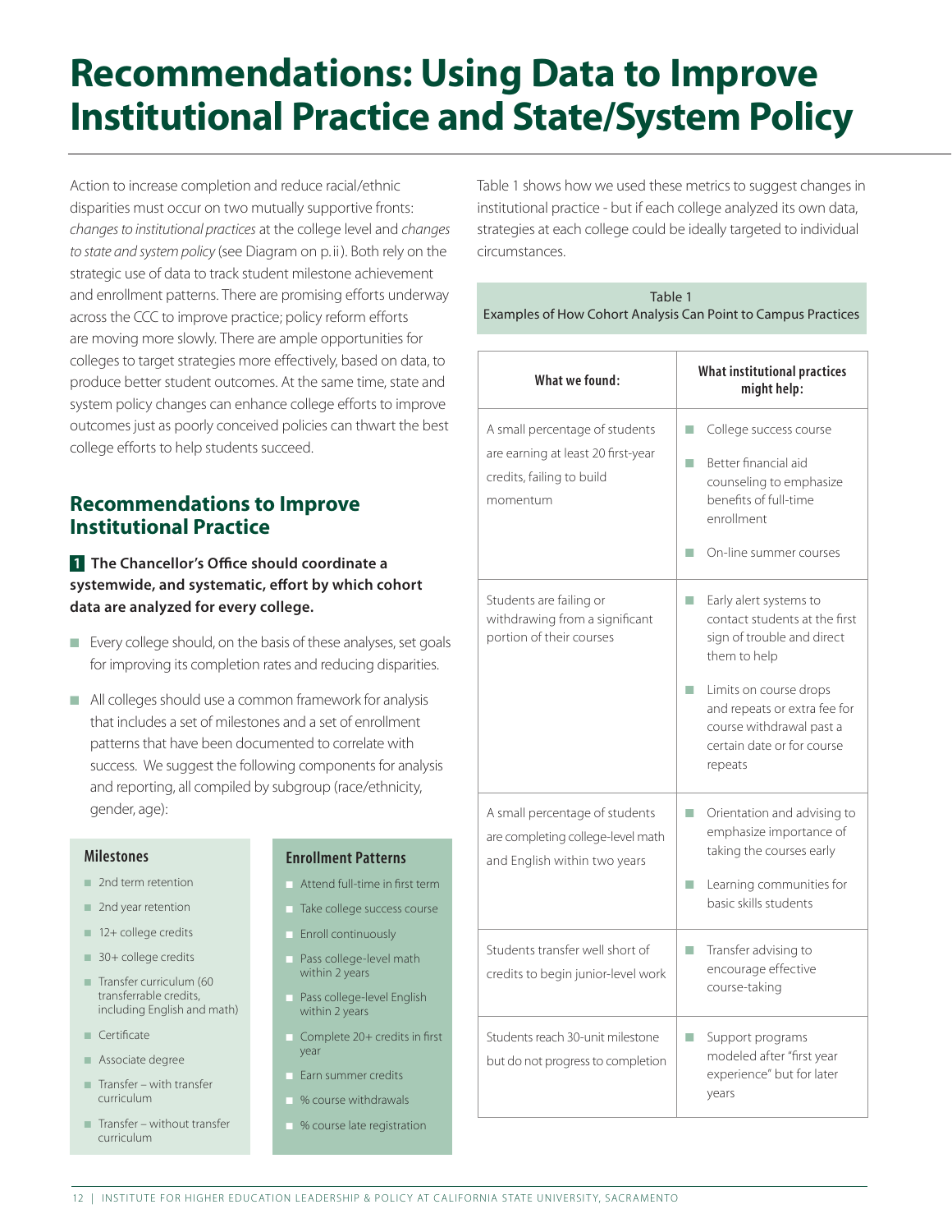# Recommendations: Using Data to Improve Institutional Practice and State/System Policy

Action to increase completion and reduce racial/ethnic disparities must occur on two mutually supportive fronts: *changes to institutional practices* at the college level and *changes to state and system policy* (see Diagram on p. ii). Both rely on the strategic use of data to track student milestone achievement and enrollment patterns. There are promising efforts underway across the CCC to improve practice; policy reform efforts are moving more slowly. There are ample opportunities for colleges to target strategies more effectively, based on data, to produce better student outcomes. At the same time, state and system policy changes can enhance college efforts to improve outcomes just as poorly conceived policies can thwart the best college efforts to help students succeed.

## Recommendations to Improve Institutional Practice

**1 The Chancellor's Office should coordinate a systemwide, and systematic, effort by which cohort data are analyzed for every college.**

- Every college should, on the basis of these analyses, set goals for improving its completion rates and reducing disparities.
- All colleges should use a common framework for analysis that includes a set of milestones and a set of enrollment patterns that have been documented to correlate with success. We suggest the following components for analysis and reporting, all compiled by subgroup (race/ethnicity, gender, age):

**Milestones**

- 2nd term retention
- 2nd year retention
- 12+ college credits
- 30+ college credits
- Transfer curriculum (60 transferrable credits, including English and math)
- Certificate
- Associate degree
- Transfer – with transfer curriculum
- Transfer – without transfer curriculum

**Enrollment Patterns**

- Attend full-time in first term
- Take college success course
- Enroll continuously
- Pass college-level math within 2 years
- Pass college-level English within 2 years
- Complete 20+ credits in first year
- Earn summer credits
- % course withdrawals
- % course late registration

Table 1 shows how we used these metrics to suggest changes in institutional practice - but if each college analyzed its own data, strategies at each college could be ideally targeted to individual circumstances.

Table 1
Examples of How Cohort Analysis Can Point to Campus Practices

| What we found: | What institutional practices might help: |
|---|---|
| A small percentage of students are earning at least 20 first-year credits, failing to build momentum | • College success course<br>• Better financial aid counseling to emphasize benefits of full-time enrollment<br>• On-line summer courses |
| Students are failing or withdrawing from a significant portion of their courses | • Early alert systems to contact students at the first sign of trouble and direct them to help<br>• Limits on course drops and repeats or extra fee for course withdrawal past a certain date or for course repeats |
| A small percentage of students are completing college-level math and English within two years | • Orientation and advising to emphasize importance of taking the courses early<br>• Learning communities for basic skills students |
| Students transfer well short of credits to begin junior-level work | • Transfer advising to encourage effective course-taking |
| Students reach 30-unit milestone but do not progress to completion | • Support programs modeled after "first year experience" but for later years |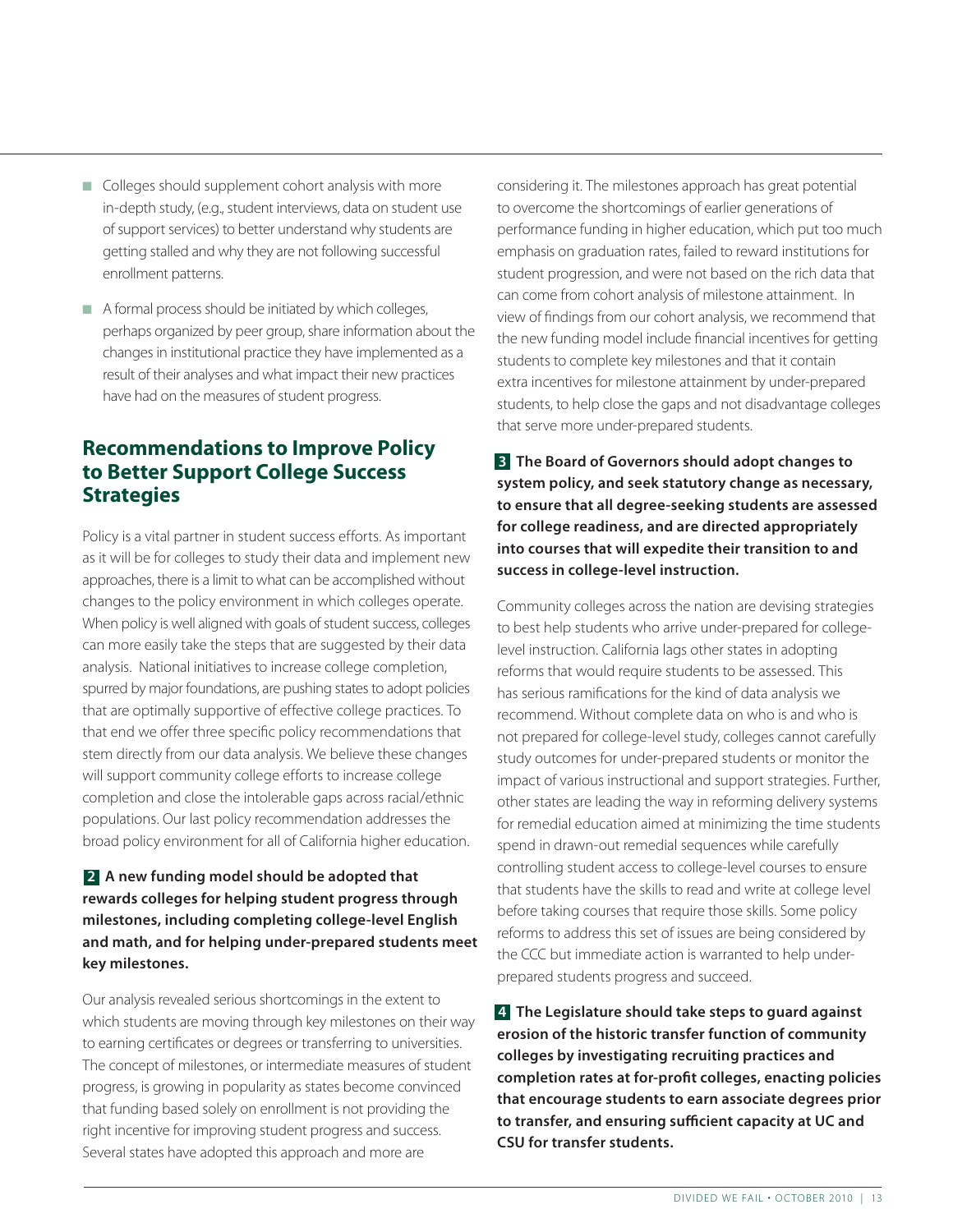- Colleges should supplement cohort analysis with more in-depth study, (e.g., student interviews, data on student use of support services) to better understand why students are getting stalled and why they are not following successful enrollment patterns.
- A formal process should be initiated by which colleges, perhaps organized by peer group, share information about the changes in institutional practice they have implemented as a result of their analyses and what impact their new practices have had on the measures of student progress.

## Recommendations to Improve Policy to Better Support College Success Strategies

Policy is a vital partner in student success efforts. As important as it will be for colleges to study their data and implement new approaches, there is a limit to what can be accomplished without changes to the policy environment in which colleges operate. When policy is well aligned with goals of student success, colleges can more easily take the steps that are suggested by their data analysis. National initiatives to increase college completion, spurred by major foundations, are pushing states to adopt policies that are optimally supportive of effective college practices. To that end we offer three specific policy recommendations that stem directly from our data analysis. We believe these changes will support community college efforts to increase college completion and close the intolerable gaps across racial/ethnic populations. Our last policy recommendation addresses the broad policy environment for all of California higher education.

**2 A new funding model should be adopted that rewards colleges for helping student progress through milestones, including completing college-level English and math, and for helping under-prepared students meet key milestones.**

Our analysis revealed serious shortcomings in the extent to which students are moving through key milestones on their way to earning certificates or degrees or transferring to universities. The concept of milestones, or intermediate measures of student progress, is growing in popularity as states become convinced that funding based solely on enrollment is not providing the right incentive for improving student progress and success. Several states have adopted this approach and more are considering it. The milestones approach has great potential to overcome the shortcomings of earlier generations of performance funding in higher education, which put too much emphasis on graduation rates, failed to reward institutions for student progression, and were not based on the rich data that can come from cohort analysis of milestone attainment. In view of findings from our cohort analysis, we recommend that the new funding model include financial incentives for getting students to complete key milestones and that it contain extra incentives for milestone attainment by under-prepared students, to help close the gaps and not disadvantage colleges that serve more under-prepared students.

**3 The Board of Governors should adopt changes to system policy, and seek statutory change as necessary, to ensure that all degree-seeking students are assessed for college readiness, and are directed appropriately into courses that will expedite their transition to and success in college-level instruction.**

Community colleges across the nation are devising strategies to best help students who arrive under-prepared for college-level instruction. California lags other states in adopting reforms that would require students to be assessed. This has serious ramifications for the kind of data analysis we recommend. Without complete data on who is and who is not prepared for college-level study, colleges cannot carefully study outcomes for under-prepared students or monitor the impact of various instructional and support strategies. Further, other states are leading the way in reforming delivery systems for remedial education aimed at minimizing the time students spend in drawn-out remedial sequences while carefully controlling student access to college-level courses to ensure that students have the skills to read and write at college level before taking courses that require those skills. Some policy reforms to address this set of issues are being considered by the CCC but immediate action is warranted to help under-prepared students progress and succeed.

**4 The Legislature should take steps to guard against erosion of the historic transfer function of community colleges by investigating recruiting practices and completion rates at for-profit colleges, enacting policies that encourage students to earn associate degrees prior to transfer, and ensuring sufficient capacity at UC and CSU for transfer students.**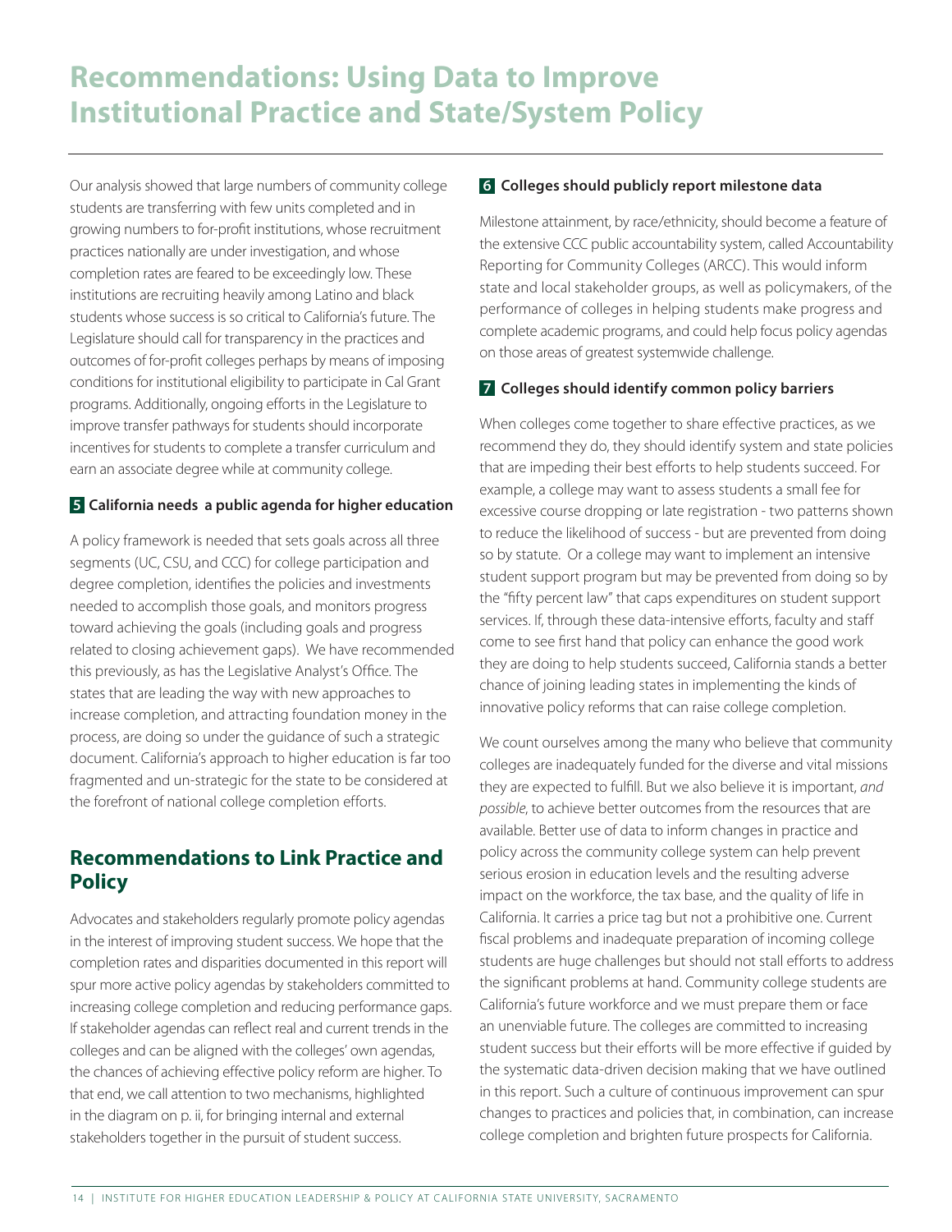# Recommendations: Using Data to Improve Institutional Practice and State/System Policy

Our analysis showed that large numbers of community college students are transferring with few units completed and in growing numbers to for-profit institutions, whose recruitment practices nationally are under investigation, and whose completion rates are feared to be exceedingly low. These institutions are recruiting heavily among Latino and black students whose success is so critical to California's future. The Legislature should call for transparency in the practices and outcomes of for-profit colleges perhaps by means of imposing conditions for institutional eligibility to participate in Cal Grant programs. Additionally, ongoing efforts in the Legislature to improve transfer pathways for students should incorporate incentives for students to complete a transfer curriculum and earn an associate degree while at community college.

### 5 California needs a public agenda for higher education

A policy framework is needed that sets goals across all three segments (UC, CSU, and CCC) for college participation and degree completion, identifies the policies and investments needed to accomplish those goals, and monitors progress toward achieving the goals (including goals and progress related to closing achievement gaps). We have recommended this previously, as has the Legislative Analyst's Office. The states that are leading the way with new approaches to increase completion, and attracting foundation money in the process, are doing so under the guidance of such a strategic document. California's approach to higher education is far too fragmented and un-strategic for the state to be considered at the forefront of national college completion efforts.

## Recommendations to Link Practice and Policy

Advocates and stakeholders regularly promote policy agendas in the interest of improving student success. We hope that the completion rates and disparities documented in this report will spur more active policy agendas by stakeholders committed to increasing college completion and reducing performance gaps. If stakeholder agendas can reflect real and current trends in the colleges and can be aligned with the colleges' own agendas, the chances of achieving effective policy reform are higher. To that end, we call attention to two mechanisms, highlighted in the diagram on p. ii, for bringing internal and external stakeholders together in the pursuit of student success.

### 6 Colleges should publicly report milestone data

Milestone attainment, by race/ethnicity, should become a feature of the extensive CCC public accountability system, called Accountability Reporting for Community Colleges (ARCC). This would inform state and local stakeholder groups, as well as policymakers, of the performance of colleges in helping students make progress and complete academic programs, and could help focus policy agendas on those areas of greatest systemwide challenge.

### 7 Colleges should identify common policy barriers

When colleges come together to share effective practices, as we recommend they do, they should identify system and state policies that are impeding their best efforts to help students succeed. For example, a college may want to assess students a small fee for excessive course dropping or late registration - two patterns shown to reduce the likelihood of success - but are prevented from doing so by statute. Or a college may want to implement an intensive student support program but may be prevented from doing so by the "fifty percent law" that caps expenditures on student support services. If, through these data-intensive efforts, faculty and staff come to see first hand that policy can enhance the good work they are doing to help students succeed, California stands a better chance of joining leading states in implementing the kinds of innovative policy reforms that can raise college completion.

We count ourselves among the many who believe that community colleges are inadequately funded for the diverse and vital missions they are expected to fulfill. But we also believe it is important, *and possible*, to achieve better outcomes from the resources that are available. Better use of data to inform changes in practice and policy across the community college system can help prevent serious erosion in education levels and the resulting adverse impact on the workforce, the tax base, and the quality of life in California. It carries a price tag but not a prohibitive one. Current fiscal problems and inadequate preparation of incoming college students are huge challenges but should not stall efforts to address the significant problems at hand. Community college students are California's future workforce and we must prepare them or face an unenviable future. The colleges are committed to increasing student success but their efforts will be more effective if guided by the systematic data-driven decision making that we have outlined in this report. Such a culture of continuous improvement can spur changes to practices and policies that, in combination, can increase college completion and brighten future prospects for California.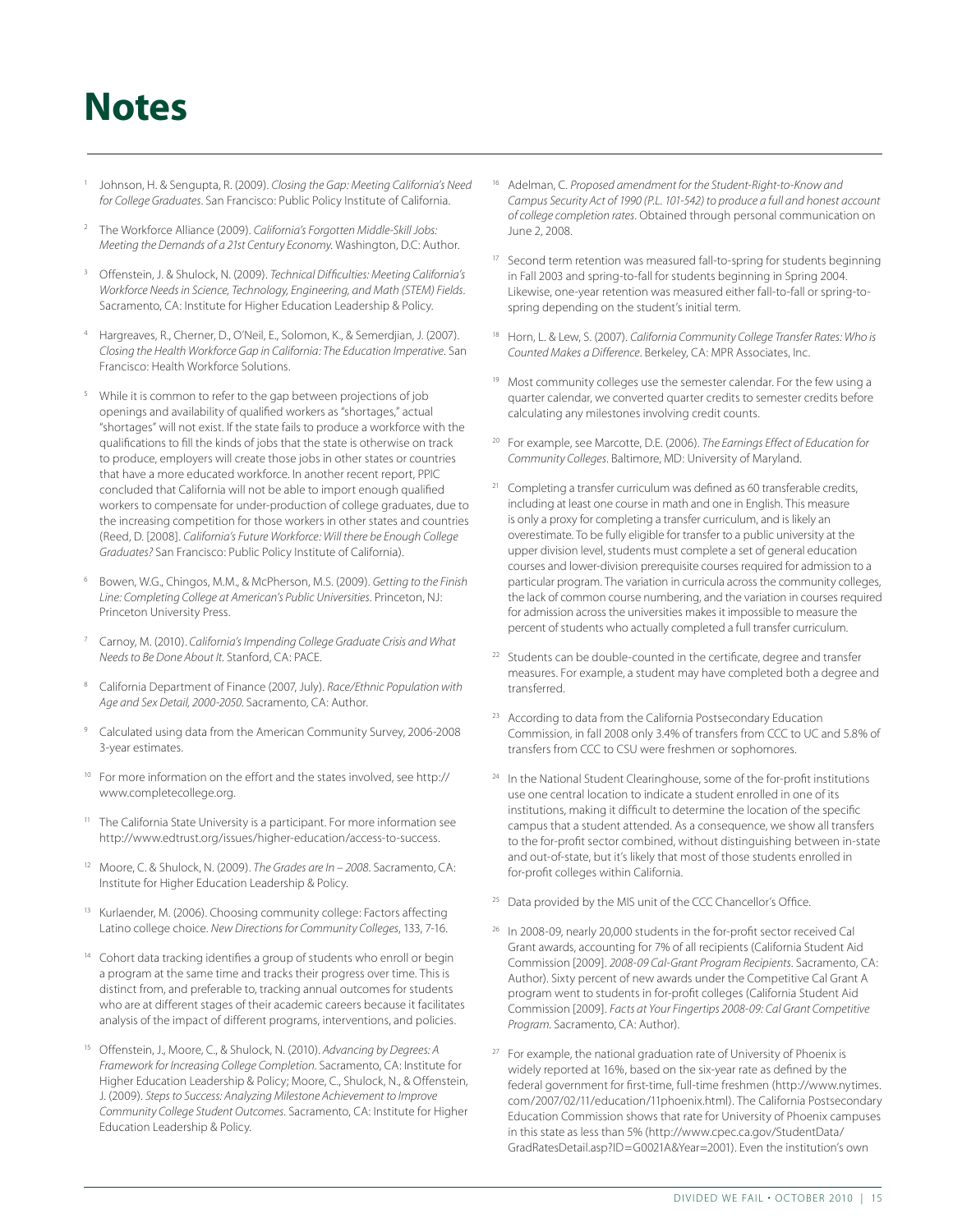# Notes

1 Johnson, H. & Sengupta, R. (2009). *Closing the Gap: Meeting California's Need for College Graduates*. San Francisco: Public Policy Institute of California.

2 The Workforce Alliance (2009). *California's Forgotten Middle-Skill Jobs: Meeting the Demands of a 21st Century Economy.* Washington, D.C: Author.

3 Offenstein, J. & Shulock, N. (2009). *Technical Difficulties: Meeting California's Workforce Needs in Science, Technology, Engineering, and Math (STEM) Fields*. Sacramento, CA: Institute for Higher Education Leadership & Policy.

4 Hargreaves, R., Cherner, D., O'Neil, E., Solomon, K., & Semerdjian, J. (2007). *Closing the Health Workforce Gap in California: The Education Imperative*. San Francisco: Health Workforce Solutions.

5 While it is common to refer to the gap between projections of job openings and availability of qualified workers as "shortages," actual "shortages" will not exist. If the state fails to produce a workforce with the qualifications to fill the kinds of jobs that the state is otherwise on track to produce, employers will create those jobs in other states or countries that have a more educated workforce. In another recent report, PPIC concluded that California will not be able to import enough qualified workers to compensate for under-production of college graduates, due to the increasing competition for those workers in other states and countries (Reed, D. [2008]. *California's Future Workforce: Will there be Enough College Graduates?* San Francisco: Public Policy Institute of California).

6 Bowen, W.G., Chingos, M.M., & McPherson, M.S. (2009). *Getting to the Finish Line: Completing College at American's Public Universities*. Princeton, NJ: Princeton University Press.

7 Carnoy, M. (2010). *California's Impending College Graduate Crisis and What Needs to Be Done About It.* Stanford, CA: PACE.

8 California Department of Finance (2007, July). *Race/Ethnic Population with Age and Sex Detail, 2000-2050.* Sacramento, CA: Author.

9 Calculated using data from the American Community Survey, 2006-2008 3-year estimates.

10 For more information on the effort and the states involved, see http://www.completecollege.org.

11 The California State University is a participant. For more information see http://www.edtrust.org/issues/higher-education/access-to-success.

12 Moore, C. & Shulock, N. (2009). *The Grades are In – 2008*. Sacramento, CA: Institute for Higher Education Leadership & Policy.

13 Kurlaender, M. (2006). Choosing community college: Factors affecting Latino college choice. *New Directions for Community Colleges*, 133, 7-16.

14 Cohort data tracking identifies a group of students who enroll or begin a program at the same time and tracks their progress over time. This is distinct from, and preferable to, tracking annual outcomes for students who are at different stages of their academic careers because it facilitates analysis of the impact of different programs, interventions, and policies.

15 Offenstein, J., Moore, C., & Shulock, N. (2010). *Advancing by Degrees: A Framework for Increasing College Completion.* Sacramento, CA: Institute for Higher Education Leadership & Policy; Moore, C., Shulock, N., & Offenstein, J. (2009). *Steps to Success: Analyzing Milestone Achievement to Improve Community College Student Outcomes*. Sacramento, CA: Institute for Higher Education Leadership & Policy.

16 Adelman, C. *Proposed amendment for the Student-Right-to-Know and Campus Security Act of 1990 (P.L. 101-542) to produce a full and honest account of college completion rates*. Obtained through personal communication on June 2, 2008.

17 Second term retention was measured fall-to-spring for students beginning in Fall 2003 and spring-to-fall for students beginning in Spring 2004. Likewise, one-year retention was measured either fall-to-fall or spring-to-spring depending on the student's initial term.

18 Horn, L. & Lew, S. (2007). *California Community College Transfer Rates: Who is Counted Makes a Difference*. Berkeley, CA: MPR Associates, Inc.

19 Most community colleges use the semester calendar. For the few using a quarter calendar, we converted quarter credits to semester credits before calculating any milestones involving credit counts.

20 For example, see Marcotte, D.E. (2006). *The Earnings Effect of Education for Community Colleges*. Baltimore, MD: University of Maryland.

21 Completing a transfer curriculum was defined as 60 transferable credits, including at least one course in math and one in English. This measure is only a proxy for completing a transfer curriculum, and is likely an overestimate. To be fully eligible for transfer to a public university at the upper division level, students must complete a set of general education courses and lower-division prerequisite courses required for admission to a particular program. The variation in curricula across the community colleges, the lack of common course numbering, and the variation in courses required for admission across the universities makes it impossible to measure the percent of students who actually completed a full transfer curriculum.

22 Students can be double-counted in the certificate, degree and transfer measures. For example, a student may have completed both a degree and transferred.

23 According to data from the California Postsecondary Education Commission, in fall 2008 only 3.4% of transfers from CCC to UC and 5.8% of transfers from CCC to CSU were freshmen or sophomores.

24 In the National Student Clearinghouse, some of the for-profit institutions use one central location to indicate a student enrolled in one of its institutions, making it difficult to determine the location of the specific campus that a student attended. As a consequence, we show all transfers to the for-profit sector combined, without distinguishing between in-state and out-of-state, but it's likely that most of those students enrolled in for-profit colleges within California.

25 Data provided by the MIS unit of the CCC Chancellor's Office.

26 In 2008-09, nearly 20,000 students in the for-profit sector received Cal Grant awards, accounting for 7% of all recipients (California Student Aid Commission [2009]. *2008-09 Cal-Grant Program Recipients*. Sacramento, CA: Author). Sixty percent of new awards under the Competitive Cal Grant A program went to students in for-profit colleges (California Student Aid Commission [2009]. *Facts at Your Fingertips 2008-09: Cal Grant Competitive Program.* Sacramento, CA: Author).

27 For example, the national graduation rate of University of Phoenix is widely reported at 16%, based on the six-year rate as defined by the federal government for first-time, full-time freshmen (http://www.nytimes.com/2007/02/11/education/11phoenix.html). The California Postsecondary Education Commission shows that rate for University of Phoenix campuses in this state as less than 5% (http://www.cpec.ca.gov/StudentData/GradRatesDetail.asp?ID=G0021A&Year=2001). Even the institution's own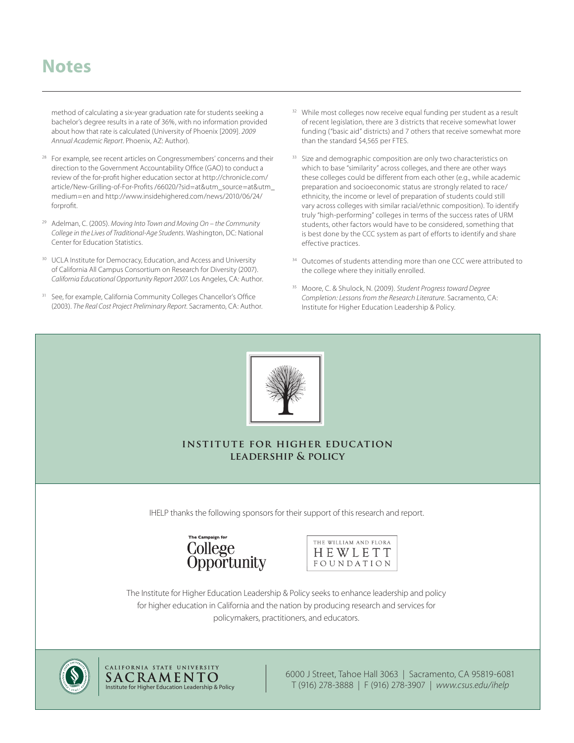# Notes

method of calculating a six-year graduation rate for students seeking a bachelor's degree results in a rate of 36%, with no information provided about how that rate is calculated (University of Phoenix [2009]. *2009 Annual Academic Report*. Phoenix, AZ: Author).

[28] For example, see recent articles on Congressmembers' concerns and their direction to the Government Accountability Office (GAO) to conduct a review of the for-profit higher education sector at http://chronicle.com/article/New-Grilling-of-For-Profits /66020/?sid=at&utm_source=at&utm_medium=en and http://www.insidehighered.com/news/2010/06/24/forprofit.

[29] Adelman, C. (2005). *Moving Into Town and Moving On – the Community College in the Lives of Traditional-Age Students*. Washington, DC: National Center for Education Statistics.

[30] UCLA Institute for Democracy, Education, and Access and University of California All Campus Consortium on Research for Diversity (2007). *California Educational Opportunity Report 2007*. Los Angeles, CA: Author.

[31] See, for example, California Community Colleges Chancellor's Office (2003). *The Real Cost Project Preliminary Report*. Sacramento, CA: Author.

[32] While most colleges now receive equal funding per student as a result of recent legislation, there are 3 districts that receive somewhat lower funding ("basic aid" districts) and 7 others that receive somewhat more than the standard $4,565 per FTES.

[33] Size and demographic composition are only two characteristics on which to base "similarity" across colleges, and there are other ways these colleges could be different from each other (e.g., while academic preparation and socioeconomic status are strongly related to race/ethnicity, the income or level of preparation of students could still vary across colleges with similar racial/ethnic composition). To identify truly "high-performing" colleges in terms of the success rates of URM students, other factors would have to be considered, something that is best done by the CCC system as part of efforts to identify and share effective practices.

[34] Outcomes of students attending more than one CCC were attributed to the college where they initially enrolled.

[35] Moore, C. & Shulock, N. (2009). *Student Progress toward Degree Completion: Lessons from the Research Literature*. Sacramento, CA: Institute for Higher Education Leadership & Policy.

**INSTITUTE FOR HIGHER EDUCATION LEADERSHIP & POLICY**

IHELP thanks the following sponsors for their support of this research and report.

The Campaign for College Opportunity

THE WILLIAM AND FLORA HEWLETT FOUNDATION

The Institute for Higher Education Leadership & Policy seeks to enhance leadership and policy for higher education in California and the nation by producing research and services for policymakers, practitioners, and educators.

CALIFORNIA STATE UNIVERSITY SACRAMENTO
Institute for Higher Education Leadership & Policy

6000 J Street, Tahoe Hall 3063 | Sacramento, CA 95819-6081
T (916) 278-3888 | F (916) 278-3907 | *www.csus.edu/ihelp*